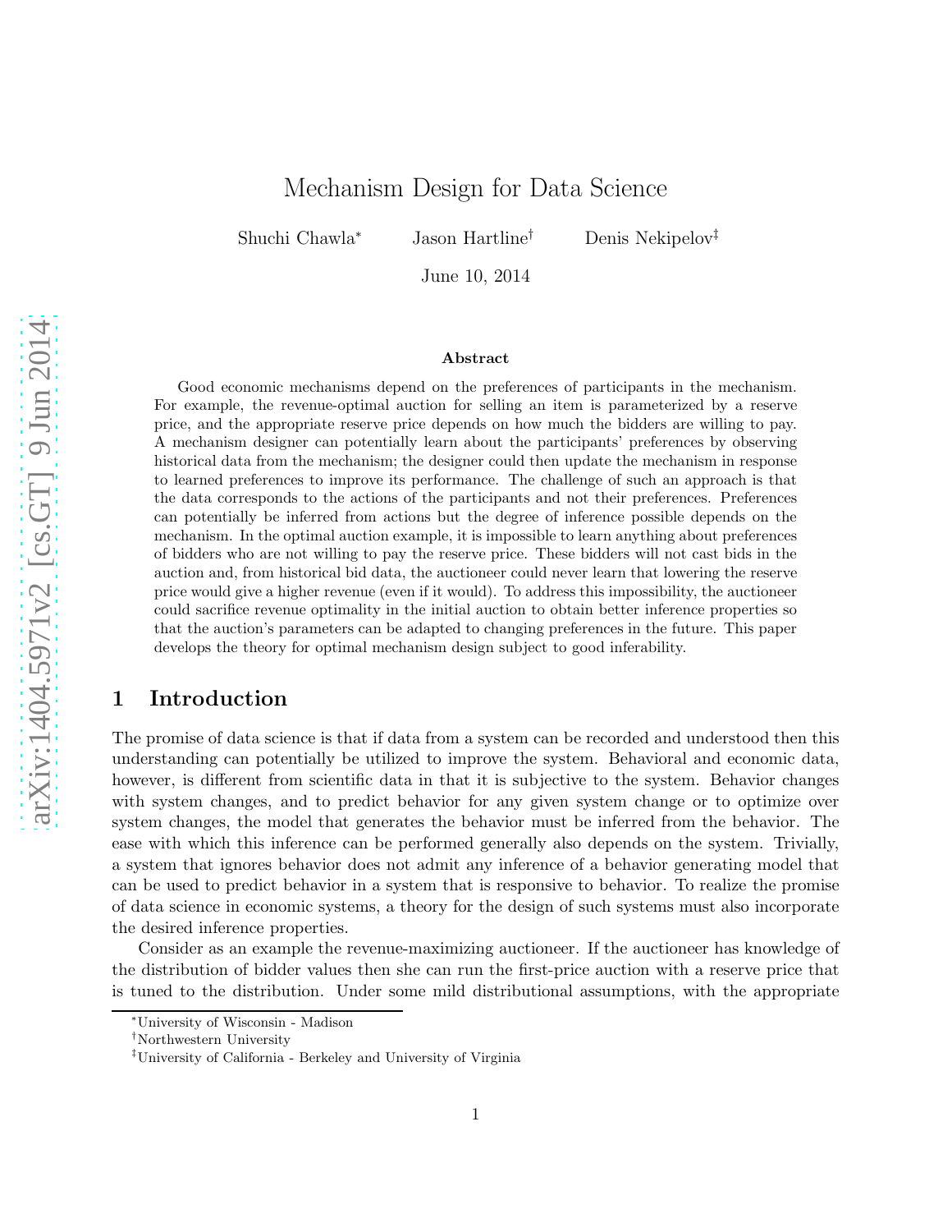# Mechanism Design for Data Science

Shuchi Chawla[*] Jason Hartline[†] Denis Nekipelov[‡]

June 10, 2014

**Abstract**

Good economic mechanisms depend on the preferences of participants in the mechanism. For example, the revenue-optimal auction for selling an item is parameterized by a reserve price, and the appropriate reserve price depends on how much the bidders are willing to pay. A mechanism designer can potentially learn about the participants' preferences by observing historical data from the mechanism; the designer could then update the mechanism in response to learned preferences to improve its performance. The challenge of such an approach is that the data corresponds to the actions of the participants and not their preferences. Preferences can potentially be inferred from actions but the degree of inference possible depends on the mechanism. In the optimal auction example, it is impossible to learn anything about preferences of bidders who are not willing to pay the reserve price. These bidders will not cast bids in the auction and, from historical bid data, the auctioneer could never learn that lowering the reserve price would give a higher revenue (even if it would). To address this impossibility, the auctioneer could sacrifice revenue optimality in the initial auction to obtain better inference properties so that the auction's parameters can be adapted to changing preferences in the future. This paper develops the theory for optimal mechanism design subject to good inferability.

## 1 Introduction

The promise of data science is that if data from a system can be recorded and understood then this understanding can potentially be utilized to improve the system. Behavioral and economic data, however, is different from scientific data in that it is subjective to the system. Behavior changes with system changes, and to predict behavior for any given system change or to optimize over system changes, the model that generates the behavior must be inferred from the behavior. The ease with which this inference can be performed generally also depends on the system. Trivially, a system that ignores behavior does not admit any inference of a behavior generating model that can be used to predict behavior in a system that is responsive to behavior. To realize the promise of data science in economic systems, a theory for the design of such systems must also incorporate the desired inference properties.

Consider as an example the revenue-maximizing auctioneer. If the auctioneer has knowledge of the distribution of bidder values then she can run the first-price auction with a reserve price that is tuned to the distribution. Under some mild distributional assumptions, with the appropriate

---

[*] University of Wisconsin - Madison

[†] Northwestern University

[‡] University of California - Berkeley and University of Virginia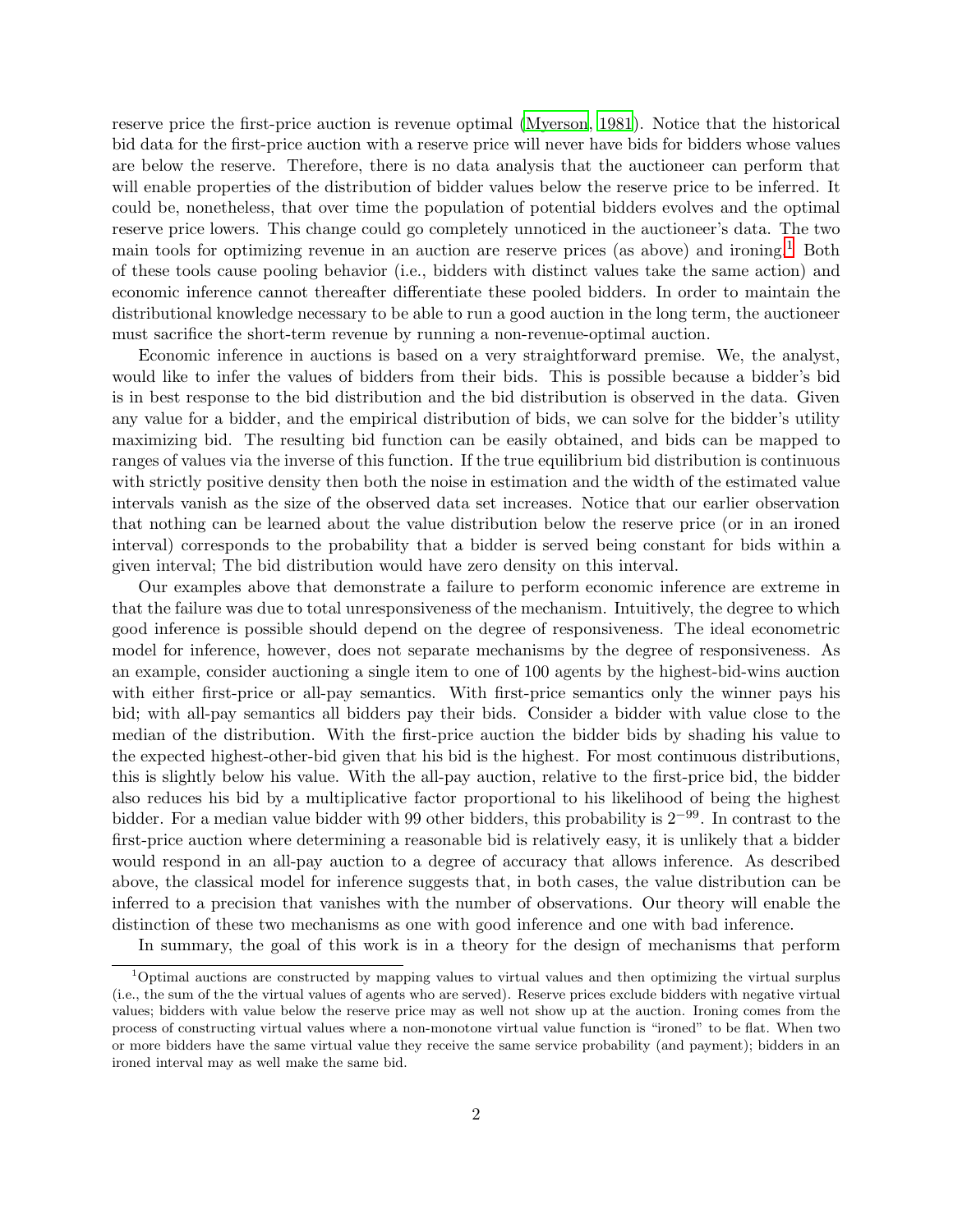reserve price the first-price auction is revenue optimal (Myerson, 1981). Notice that the historical bid data for the first-price auction with a reserve price will never have bids for bidders whose values are below the reserve. Therefore, there is no data analysis that the auctioneer can perform that will enable properties of the distribution of bidder values below the reserve price to be inferred. It could be, nonetheless, that over time the population of potential bidders evolves and the optimal reserve price lowers. This change could go completely unnoticed in the auctioneer's data. The two main tools for optimizing revenue in an auction are reserve prices (as above) and ironing.[1] Both of these tools cause pooling behavior (i.e., bidders with distinct values take the same action) and economic inference cannot thereafter differentiate these pooled bidders. In order to maintain the distributional knowledge necessary to be able to run a good auction in the long term, the auctioneer must sacrifice the short-term revenue by running a non-revenue-optimal auction.

Economic inference in auctions is based on a very straightforward premise. We, the analyst, would like to infer the values of bidders from their bids. This is possible because a bidder's bid is in best response to the bid distribution and the bid distribution is observed in the data. Given any value for a bidder, and the empirical distribution of bids, we can solve for the bidder's utility maximizing bid. The resulting bid function can be easily obtained, and bids can be mapped to ranges of values via the inverse of this function. If the true equilibrium bid distribution is continuous with strictly positive density then both the noise in estimation and the width of the estimated value intervals vanish as the size of the observed data set increases. Notice that our earlier observation that nothing can be learned about the value distribution below the reserve price (or in an ironed interval) corresponds to the probability that a bidder is served being constant for bids within a given interval; The bid distribution would have zero density on this interval.

Our examples above that demonstrate a failure to perform economic inference are extreme in that the failure was due to total unresponsiveness of the mechanism. Intuitively, the degree to which good inference is possible should depend on the degree of responsiveness. The ideal econometric model for inference, however, does not separate mechanisms by the degree of responsiveness. As an example, consider auctioning a single item to one of 100 agents by the highest-bid-wins auction with either first-price or all-pay semantics. With first-price semantics only the winner pays his bid; with all-pay semantics all bidders pay their bids. Consider a bidder with value close to the median of the distribution. With the first-price auction the bidder bids by shading his value to the expected highest-other-bid given that his bid is the highest. For most continuous distributions, this is slightly below his value. With the all-pay auction, relative to the first-price bid, the bidder also reduces his bid by a multiplicative factor proportional to his likelihood of being the highest bidder. For a median value bidder with 99 other bidders, this probability is $2^{-99}$. In contrast to the first-price auction where determining a reasonable bid is relatively easy, it is unlikely that a bidder would respond in an all-pay auction to a degree of accuracy that allows inference. As described above, the classical model for inference suggests that, in both cases, the value distribution can be inferred to a precision that vanishes with the number of observations. Our theory will enable the distinction of these two mechanisms as one with good inference and one with bad inference.

In summary, the goal of this work is in a theory for the design of mechanisms that perform

[1] Optimal auctions are constructed by mapping values to virtual values and then optimizing the virtual surplus (i.e., the sum of the the virtual values of agents who are served). Reserve prices exclude bidders with negative virtual values; bidders with value below the reserve price may as well not show up at the auction. Ironing comes from the process of constructing virtual values where a non-monotone virtual value function is "ironed" to be flat. When two or more bidders have the same virtual value they receive the same service probability (and payment); bidders in an ironed interval may as well make the same bid.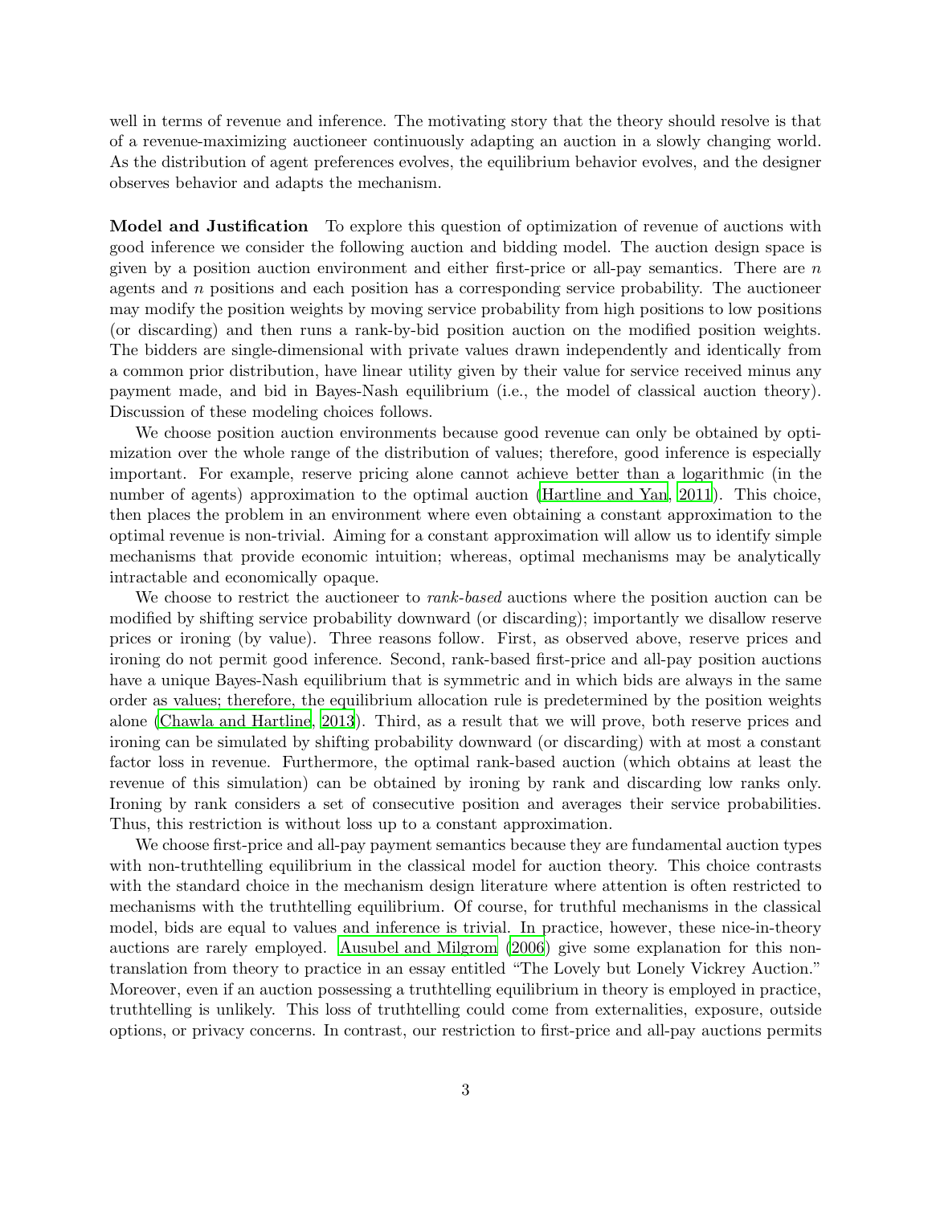well in terms of revenue and inference. The motivating story that the theory should resolve is that of a revenue-maximizing auctioneer continuously adapting an auction in a slowly changing world. As the distribution of agent preferences evolves, the equilibrium behavior evolves, and the designer observes behavior and adapts the mechanism.

**Model and Justification** To explore this question of optimization of revenue of auctions with good inference we consider the following auction and bidding model. The auction design space is given by a position auction environment and either first-price or all-pay semantics. There are $n$ agents and $n$ positions and each position has a corresponding service probability. The auctioneer may modify the position weights by moving service probability from high positions to low positions (or discarding) and then runs a rank-by-bid position auction on the modified position weights. The bidders are single-dimensional with private values drawn independently and identically from a common prior distribution, have linear utility given by their value for service received minus any payment made, and bid in Bayes-Nash equilibrium (i.e., the model of classical auction theory). Discussion of these modeling choices follows.

We choose position auction environments because good revenue can only be obtained by optimization over the whole range of the distribution of values; therefore, good inference is especially important. For example, reserve pricing alone cannot achieve better than a logarithmic (in the number of agents) approximation to the optimal auction (Hartline and Yan, 2011). This choice, then places the problem in an environment where even obtaining a constant approximation to the optimal revenue is non-trivial. Aiming for a constant approximation will allow us to identify simple mechanisms that provide economic intuition; whereas, optimal mechanisms may be analytically intractable and economically opaque.

We choose to restrict the auctioneer to *rank-based* auctions where the position auction can be modified by shifting service probability downward (or discarding); importantly we disallow reserve prices or ironing (by value). Three reasons follow. First, as observed above, reserve prices and ironing do not permit good inference. Second, rank-based first-price and all-pay position auctions have a unique Bayes-Nash equilibrium that is symmetric and in which bids are always in the same order as values; therefore, the equilibrium allocation rule is predetermined by the position weights alone (Chawla and Hartline, 2013). Third, as a result that we will prove, both reserve prices and ironing can be simulated by shifting probability downward (or discarding) with at most a constant factor loss in revenue. Furthermore, the optimal rank-based auction (which obtains at least the revenue of this simulation) can be obtained by ironing by rank and discarding low ranks only. Ironing by rank considers a set of consecutive position and averages their service probabilities. Thus, this restriction is without loss up to a constant approximation.

We choose first-price and all-pay payment semantics because they are fundamental auction types with non-truthtelling equilibrium in the classical model for auction theory. This choice contrasts with the standard choice in the mechanism design literature where attention is often restricted to mechanisms with the truthtelling equilibrium. Of course, for truthful mechanisms in the classical model, bids are equal to values and inference is trivial. In practice, however, these nice-in-theory auctions are rarely employed. Ausubel and Milgrom (2006) give some explanation for this non-translation from theory to practice in an essay entitled "The Lovely but Lonely Vickrey Auction." Moreover, even if an auction possessing a truthtelling equilibrium in theory is employed in practice, truthtelling is unlikely. This loss of truthtelling could come from externalities, exposure, outside options, or privacy concerns. In contrast, our restriction to first-price and all-pay auctions permits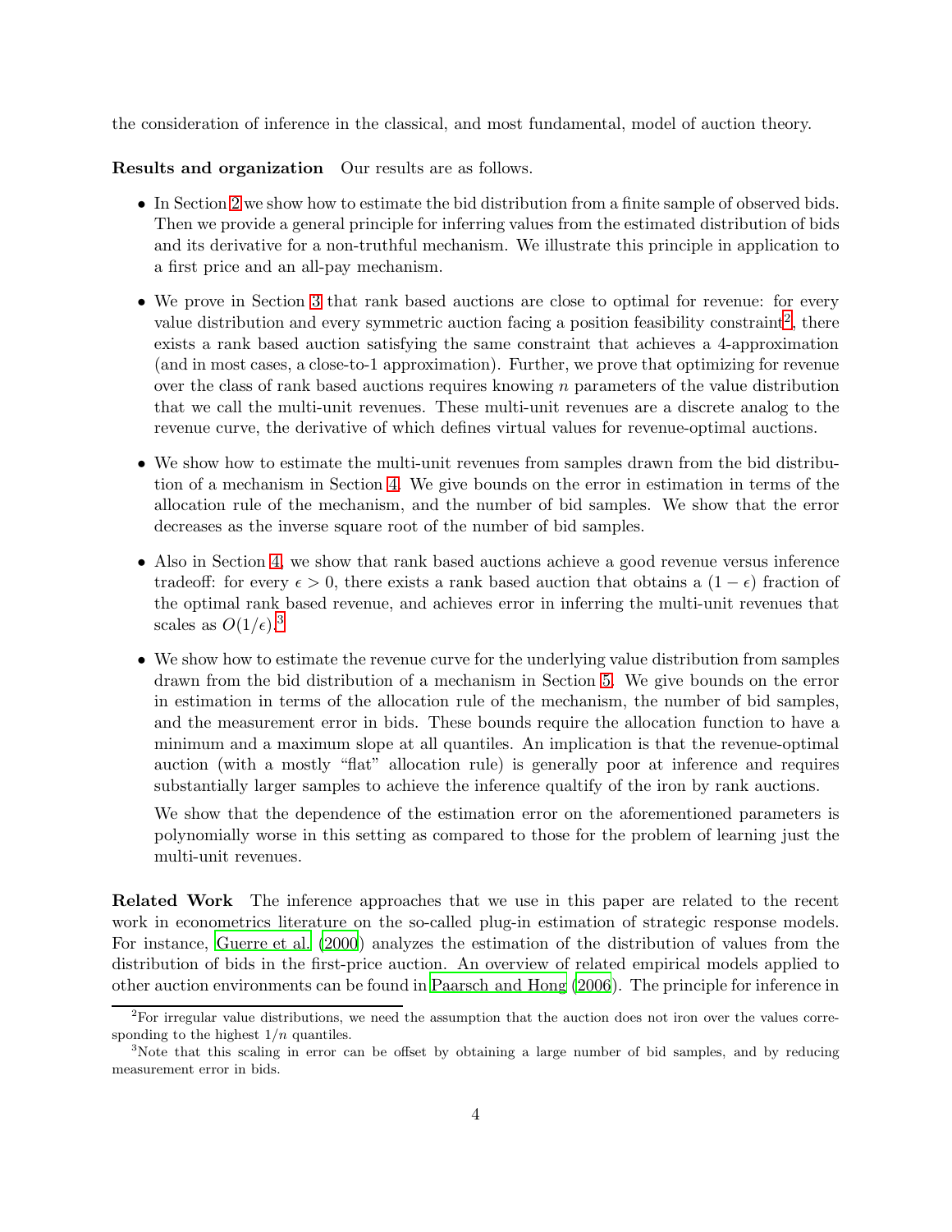the consideration of inference in the classical, and most fundamental, model of auction theory.

**Results and organization** Our results are as follows.

- In Section 2 we show how to estimate the bid distribution from a finite sample of observed bids. Then we provide a general principle for inferring values from the estimated distribution of bids and its derivative for a non-truthful mechanism. We illustrate this principle in application to a first price and an all-pay mechanism.

- We prove in Section 3 that rank based auctions are close to optimal for revenue: for every value distribution and every symmetric auction facing a position feasibility constraint[2], there exists a rank based auction satisfying the same constraint that achieves a 4-approximation (and in most cases, a close-to-1 approximation). Further, we prove that optimizing for revenue over the class of rank based auctions requires knowing $n$ parameters of the value distribution that we call the multi-unit revenues. These multi-unit revenues are a discrete analog to the revenue curve, the derivative of which defines virtual values for revenue-optimal auctions.

- We show how to estimate the multi-unit revenues from samples drawn from the bid distribution of a mechanism in Section 4. We give bounds on the error in estimation in terms of the allocation rule of the mechanism, and the number of bid samples. We show that the error decreases as the inverse square root of the number of bid samples.

- Also in Section 4, we show that rank based auctions achieve a good revenue versus inference tradeoff: for every $\epsilon > 0$, there exists a rank based auction that obtains a $(1 - \epsilon)$ fraction of the optimal rank based revenue, and achieves error in inferring the multi-unit revenues that scales as $O(1/\epsilon)$.[3]

- We show how to estimate the revenue curve for the underlying value distribution from samples drawn from the bid distribution of a mechanism in Section 5. We give bounds on the error in estimation in terms of the allocation rule of the mechanism, the number of bid samples, and the measurement error in bids. These bounds require the allocation function to have a minimum and a maximum slope at all quantiles. An implication is that the revenue-optimal auction (with a mostly "flat" allocation rule) is generally poor at inference and requires substantially larger samples to achieve the inference qualtify of the iron by rank auctions.

  We show that the dependence of the estimation error on the aforementioned parameters is polynomially worse in this setting as compared to those for the problem of learning just the multi-unit revenues.

**Related Work** The inference approaches that we use in this paper are related to the recent work in econometrics literature on the so-called plug-in estimation of strategic response models. For instance, Guerre et al. (2000) analyzes the estimation of the distribution of values from the distribution of bids in the first-price auction. An overview of related empirical models applied to other auction environments can be found in Paarsch and Hong (2006). The principle for inference in

[2]For irregular value distributions, we need the assumption that the auction does not iron over the values corresponding to the highest $1/n$ quantiles.

[3]Note that this scaling in error can be offset by obtaining a large number of bid samples, and by reducing measurement error in bids.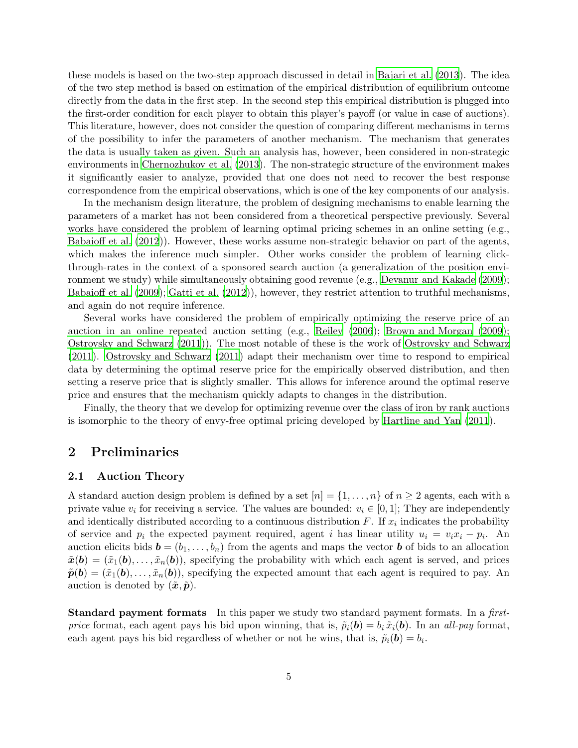these models is based on the two-step approach discussed in detail in Bajari et al. (2013). The idea of the two step method is based on estimation of the empirical distribution of equilibrium outcome directly from the data in the first step. In the second step this empirical distribution is plugged into the first-order condition for each player to obtain this player's payoff (or value in case of auctions). This literature, however, does not consider the question of comparing different mechanisms in terms of the possibility to infer the parameters of another mechanism. The mechanism that generates the data is usually taken as given. Such an analysis has, however, been considered in non-strategic environments in Chernozhukov et al. (2013). The non-strategic structure of the environment makes it significantly easier to analyze, provided that one does not need to recover the best response correspondence from the empirical observations, which is one of the key components of our analysis.

In the mechanism design literature, the problem of designing mechanisms to enable learning the parameters of a market has not been considered from a theoretical perspective previously. Several works have considered the problem of learning optimal pricing schemes in an online setting (e.g., Babaioff et al. (2012)). However, these works assume non-strategic behavior on part of the agents, which makes the inference much simpler. Other works consider the problem of learning click-through-rates in the context of a sponsored search auction (a generalization of the position environment we study) while simultaneously obtaining good revenue (e.g., Devanur and Kakade (2009); Babaioff et al. (2009); Gatti et al. (2012)), however, they restrict attention to truthful mechanisms, and again do not require inference.

Several works have considered the problem of empirically optimizing the reserve price of an auction in an online repeated auction setting (e.g., Reiley (2006); Brown and Morgan (2009); Ostrovsky and Schwarz (2011)). The most notable of these is the work of Ostrovsky and Schwarz (2011). Ostrovsky and Schwarz (2011) adapt their mechanism over time to respond to empirical data by determining the optimal reserve price for the empirically observed distribution, and then setting a reserve price that is slightly smaller. This allows for inference around the optimal reserve price and ensures that the mechanism quickly adapts to changes in the distribution.

Finally, the theory that we develop for optimizing revenue over the class of iron by rank auctions is isomorphic to the theory of envy-free optimal pricing developed by Hartline and Yan (2011).

## 2 Preliminaries

### 2.1 Auction Theory

A standard auction design problem is defined by a set $[n] = \{1, \ldots, n\}$ of $n \geq 2$ agents, each with a private value $v_i$ for receiving a service. The values are bounded: $v_i \in [0, 1]$; They are independently and identically distributed according to a continuous distribution $F$. If $x_i$ indicates the probability of service and $p_i$ the expected payment required, agent $i$ has linear utility $u_i = v_i x_i - p_i$. An auction elicits bids $\boldsymbol{b} = (b_1, \ldots, b_n)$ from the agents and maps the vector $\boldsymbol{b}$ of bids to an allocation $\tilde{\boldsymbol{x}}(\boldsymbol{b}) = (\tilde{x}_1(\boldsymbol{b}), \ldots, \tilde{x}_n(\boldsymbol{b}))$, specifying the probability with which each agent is served, and prices $\tilde{\boldsymbol{p}}(\boldsymbol{b}) = (\tilde{x}_1(\boldsymbol{b}), \ldots, \tilde{x}_n(\boldsymbol{b}))$, specifying the expected amount that each agent is required to pay. An auction is denoted by $(\tilde{\boldsymbol{x}}, \tilde{\boldsymbol{p}})$.

**Standard payment formats** In this paper we study two standard payment formats. In a *first-price* format, each agent pays his bid upon winning, that is, $\tilde{p}_i(\boldsymbol{b}) = b_i \, \tilde{x}_i(\boldsymbol{b})$. In an *all-pay* format, each agent pays his bid regardless of whether or not he wins, that is, $\tilde{p}_i(\boldsymbol{b}) = b_i$.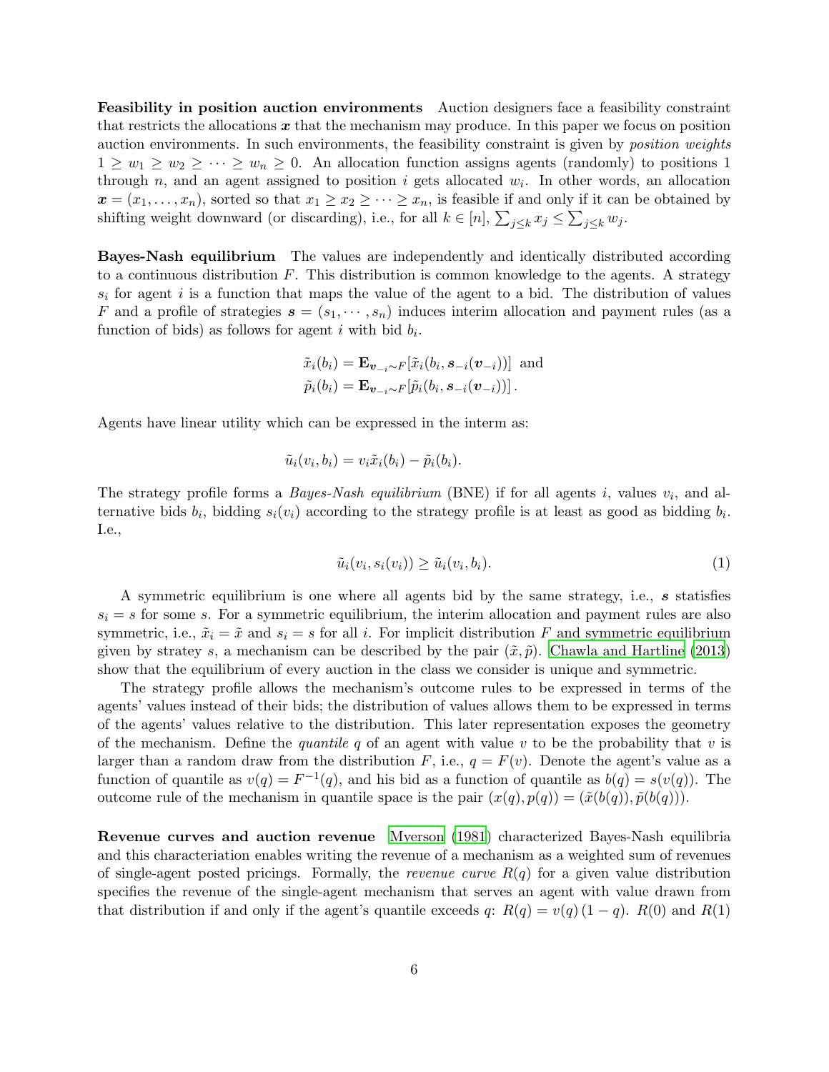**Feasibility in position auction environments** Auction designers face a feasibility constraint that restricts the allocations $\boldsymbol{x}$ that the mechanism may produce. In this paper we focus on position auction environments. In such environments, the feasibility constraint is given by *position weights* $1 \geq w_1 \geq w_2 \geq \cdots \geq w_n \geq 0$. An allocation function assigns agents (randomly) to positions 1 through $n$, and an agent assigned to position $i$ gets allocated $w_i$. In other words, an allocation $\boldsymbol{x} = (x_1, \ldots, x_n)$, sorted so that $x_1 \geq x_2 \geq \cdots \geq x_n$, is feasible if and only if it can be obtained by shifting weight downward (or discarding), i.e., for all $k \in [n]$, $\sum_{j \leq k} x_j \leq \sum_{j \leq k} w_j$.

**Bayes-Nash equilibrium** The values are independently and identically distributed according to a continuous distribution $F$. This distribution is common knowledge to the agents. A strategy $s_i$ for agent $i$ is a function that maps the value of the agent to a bid. The distribution of values $F$ and a profile of strategies $\boldsymbol{s} = (s_1, \cdots, s_n)$ induces interim allocation and payment rules (as a function of bids) as follows for agent $i$ with bid $b_i$.

$$\tilde{x}_i(b_i) = \mathbf{E}_{\boldsymbol{v}_{-i} \sim F}[\tilde{x}_i(b_i, \boldsymbol{s}_{-i}(\boldsymbol{v}_{-i}))] \text{ and}$$
$$\tilde{p}_i(b_i) = \mathbf{E}_{\boldsymbol{v}_{-i} \sim F}[\tilde{p}_i(b_i, \boldsymbol{s}_{-i}(\boldsymbol{v}_{-i}))] \,.$$

Agents have linear utility which can be expressed in the interm as:

$$\tilde{u}_i(v_i, b_i) = v_i \tilde{x}_i(b_i) - \tilde{p}_i(b_i).$$

The strategy profile forms a *Bayes-Nash equilibrium* (BNE) if for all agents $i$, values $v_i$, and alternative bids $b_i$, bidding $s_i(v_i)$ according to the strategy profile is at least as good as bidding $b_i$. I.e.,

$$\tilde{u}_i(v_i, s_i(v_i)) \geq \tilde{u}_i(v_i, b_i). \tag{1}$$

A symmetric equilibrium is one where all agents bid by the same strategy, i.e., $\boldsymbol{s}$ statisfies $s_i = s$ for some $s$. For a symmetric equilibrium, the interim allocation and payment rules are also symmetric, i.e., $\tilde{x}_i = \tilde{x}$ and $s_i = s$ for all $i$. For implicit distribution $F$ and symmetric equilibrium given by stratey $s$, a mechanism can be described by the pair $(\tilde{x}, \tilde{p})$. Chawla and Hartline (2013) show that the equilibrium of every auction in the class we consider is unique and symmetric.

The strategy profile allows the mechanism's outcome rules to be expressed in terms of the agents' values instead of their bids; the distribution of values allows them to be expressed in terms of the agents' values relative to the distribution. This later representation exposes the geometry of the mechanism. Define the *quantile* $q$ of an agent with value $v$ to be the probability that $v$ is larger than a random draw from the distribution $F$, i.e., $q = F(v)$. Denote the agent's value as a function of quantile as $v(q) = F^{-1}(q)$, and his bid as a function of quantile as $b(q) = s(v(q))$. The outcome rule of the mechanism in quantile space is the pair $(x(q), p(q)) = (\tilde{x}(b(q)), \tilde{p}(b(q)))$.

**Revenue curves and auction revenue** Myerson (1981) characterized Bayes-Nash equilibria and this characteriation enables writing the revenue of a mechanism as a weighted sum of revenues of single-agent posted pricings. Formally, the *revenue curve* $R(q)$ for a given value distribution specifies the revenue of the single-agent mechanism that serves an agent with value drawn from that distribution if and only if the agent's quantile exceeds $q$: $R(q) = v(q)\,(1 - q)$. $R(0)$ and $R(1)$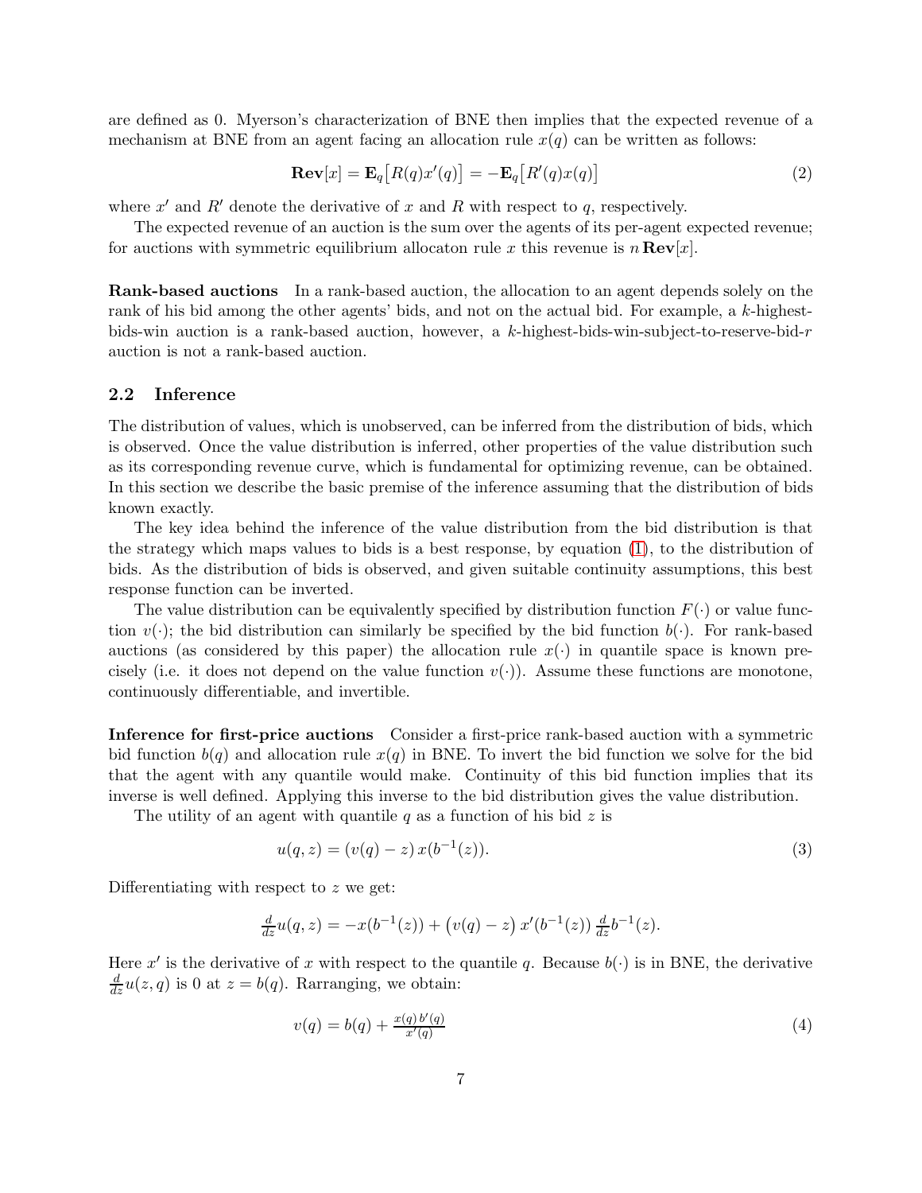are defined as 0. Myerson's characterization of BNE then implies that the expected revenue of a mechanism at BNE from an agent facing an allocation rule $x(q)$ can be written as follows:

$$\mathbf{Rev}[x] = \mathbf{E}_q\big[R(q)x'(q)\big] = -\mathbf{E}_q\big[R'(q)x(q)\big] \tag{2}$$

where $x'$ and $R'$ denote the derivative of $x$ and $R$ with respect to $q$, respectively.

The expected revenue of an auction is the sum over the agents of its per-agent expected revenue; for auctions with symmetric equilibrium allocaton rule $x$ this revenue is $n\,\mathbf{Rev}[x]$.

**Rank-based auctions** In a rank-based auction, the allocation to an agent depends solely on the rank of his bid among the other agents' bids, and not on the actual bid. For example, a $k$-highest-bids-win auction is a rank-based auction, however, a $k$-highest-bids-win-subject-to-reserve-bid-$r$ auction is not a rank-based auction.

## 2.2 Inference

The distribution of values, which is unobserved, can be inferred from the distribution of bids, which is observed. Once the value distribution is inferred, other properties of the value distribution such as its corresponding revenue curve, which is fundamental for optimizing revenue, can be obtained. In this section we describe the basic premise of the inference assuming that the distribution of bids known exactly.

The key idea behind the inference of the value distribution from the bid distribution is that the strategy which maps values to bids is a best response, by equation (1), to the distribution of bids. As the distribution of bids is observed, and given suitable continuity assumptions, this best response function can be inverted.

The value distribution can be equivalently specified by distribution function $F(\cdot)$ or value function $v(\cdot)$; the bid distribution can similarly be specified by the bid function $b(\cdot)$. For rank-based auctions (as considered by this paper) the allocation rule $x(\cdot)$ in quantile space is known precisely (i.e. it does not depend on the value function $v(\cdot)$). Assume these functions are monotone, continuously differentiable, and invertible.

**Inference for first-price auctions** Consider a first-price rank-based auction with a symmetric bid function $b(q)$ and allocation rule $x(q)$ in BNE. To invert the bid function we solve for the bid that the agent with any quantile would make. Continuity of this bid function implies that its inverse is well defined. Applying this inverse to the bid distribution gives the value distribution.

The utility of an agent with quantile $q$ as a function of his bid $z$ is

$$u(q,z) = (v(q) - z)\,x(b^{-1}(z)). \tag{3}$$

Differentiating with respect to $z$ we get:

$$\tfrac{d}{dz}u(q,z) = -x(b^{-1}(z)) + \big(v(q) - z\big)\,x'(b^{-1}(z))\,\tfrac{d}{dz}b^{-1}(z).$$

Here $x'$ is the derivative of $x$ with respect to the quantile $q$. Because $b(\cdot)$ is in BNE, the derivative $\frac{d}{dz}u(z,q)$ is 0 at $z = b(q)$. Rarranging, we obtain:

$$v(q) = b(q) + \tfrac{x(q)\,b'(q)}{x'(q)} \tag{4}$$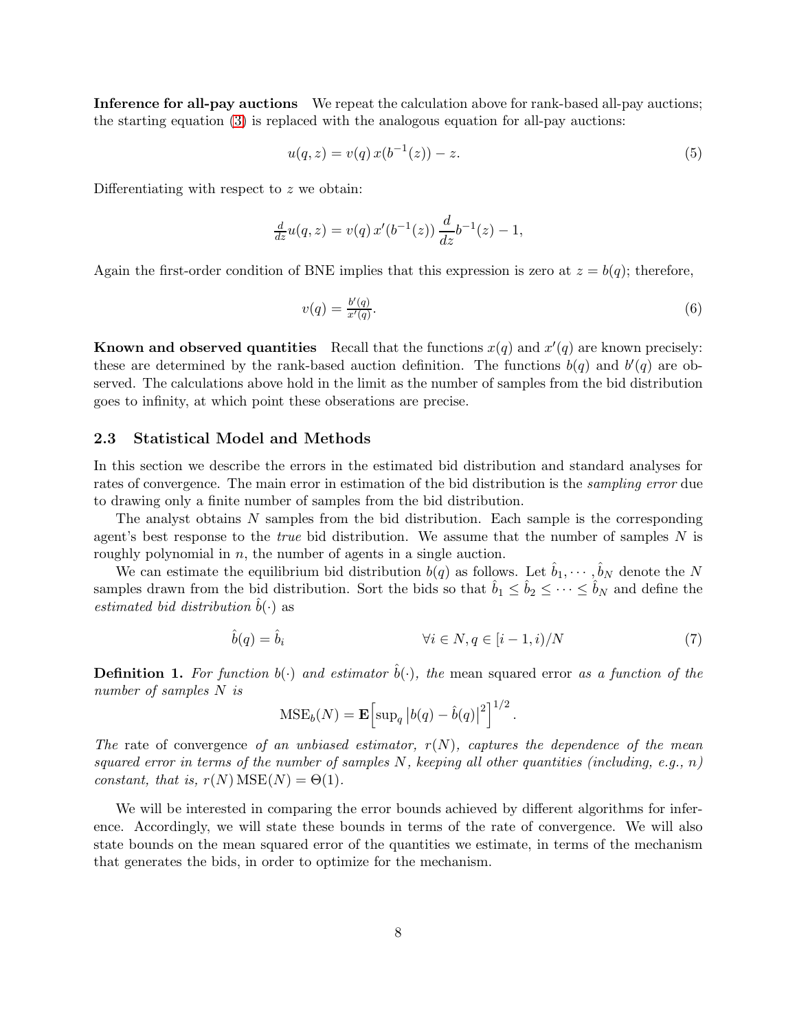**Inference for all-pay auctions** We repeat the calculation above for rank-based all-pay auctions; the starting equation (3) is replaced with the analogous equation for all-pay auctions:

$$u(q,z) = v(q)\, x(b^{-1}(z)) - z. \tag{5}$$

Differentiating with respect to $z$ we obtain:

$$\tfrac{d}{dz} u(q,z) = v(q)\, x'(b^{-1}(z))\, \frac{d}{dz} b^{-1}(z) - 1,$$

Again the first-order condition of BNE implies that this expression is zero at $z = b(q)$; therefore,

$$v(q) = \tfrac{b'(q)}{x'(q)}. \tag{6}$$

**Known and observed quantities** Recall that the functions $x(q)$ and $x'(q)$ are known precisely: these are determined by the rank-based auction definition. The functions $b(q)$ and $b'(q)$ are observed. The calculations above hold in the limit as the number of samples from the bid distribution goes to infinity, at which point these observations are precise.

### 2.3 Statistical Model and Methods

In this section we describe the errors in the estimated bid distribution and standard analyses for rates of convergence. The main error in estimation of the bid distribution is the *sampling error* due to drawing only a finite number of samples from the bid distribution.

The analyst obtains $N$ samples from the bid distribution. Each sample is the corresponding agent's best response to the *true* bid distribution. We assume that the number of samples $N$ is roughly polynomial in $n$, the number of agents in a single auction.

We can estimate the equilibrium bid distribution $b(q)$ as follows. Let $\hat{b}_1, \cdots, \hat{b}_N$ denote the $N$ samples drawn from the bid distribution. Sort the bids so that $\hat{b}_1 \leq \hat{b}_2 \leq \cdots \leq \hat{b}_N$ and define the *estimated bid distribution* $\hat{b}(\cdot)$ as

$$\hat{b}(q) = \hat{b}_i \qquad\qquad \forall i \in N, q \in [i-1, i)/N \tag{7}$$

**Definition 1.** *For function $b(\cdot)$ and estimator $\hat{b}(\cdot)$, the* mean squared error *as a function of the number of samples $N$ is*

$$\mathrm{MSE}_b(N) = \mathbf{E}\Big[\sup\nolimits_q \big|b(q) - \hat{b}(q)\big|^2\Big]^{1/2}.$$

*The* rate of convergence *of an unbiased estimator, $r(N)$, captures the dependence of the mean squared error in terms of the number of samples $N$, keeping all other quantities (including, e.g., $n$) constant, that is, $r(N)\,\mathrm{MSE}(N) = \Theta(1)$.*

We will be interested in comparing the error bounds achieved by different algorithms for inference. Accordingly, we will state these bounds in terms of the rate of convergence. We will also state bounds on the mean squared error of the quantities we estimate, in terms of the mechanism that generates the bids, in order to optimize for the mechanism.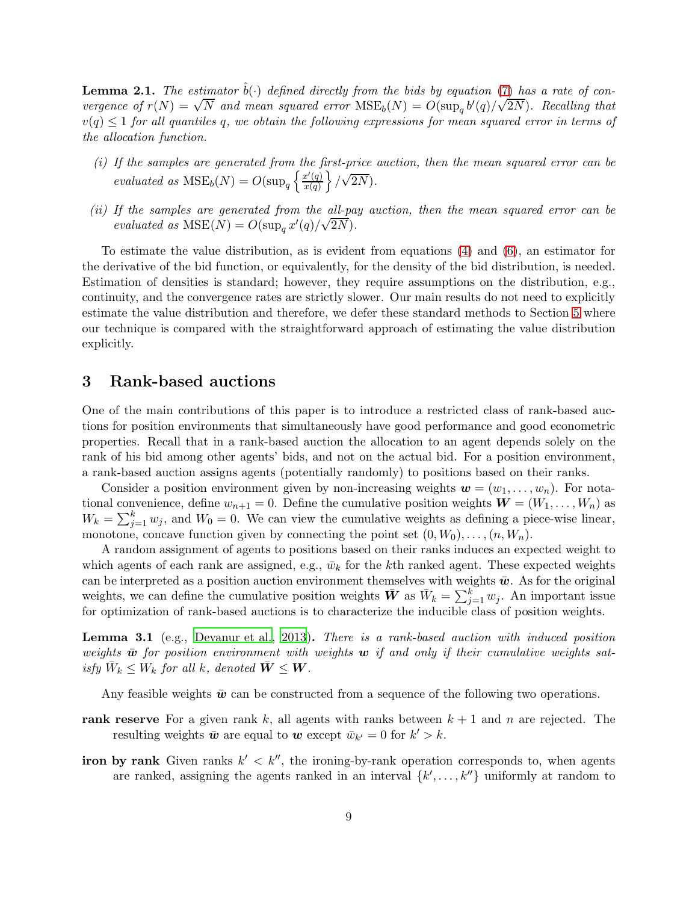**Lemma 2.1.** *The estimator $\hat{b}(\cdot)$ defined directly from the bids by equation (7) has a rate of convergence of $r(N) = \sqrt{N}$ and mean squared error $\mathrm{MSE}_b(N) = O(\sup_q b'(q)/\sqrt{2N})$. Recalling that $v(q) \leq 1$ for all quantiles $q$, we obtain the following expressions for mean squared error in terms of the allocation function.*

*(i) If the samples are generated from the first-price auction, then the mean squared error can be evaluated as $\mathrm{MSE}_b(N) = O(\sup_q \left\{ \frac{x'(q)}{x(q)} \right\} / \sqrt{2N})$.*

*(ii) If the samples are generated from the all-pay auction, then the mean squared error can be evaluated as $\mathrm{MSE}(N) = O(\sup_q x'(q)/\sqrt{2N})$.*

To estimate the value distribution, as is evident from equations (4) and (6), an estimator for the derivative of the bid function, or equivalently, for the density of the bid distribution, is needed. Estimation of densities is standard; however, they require assumptions on the distribution, e.g., continuity, and the convergence rates are strictly slower. Our main results do not need to explicitly estimate the value distribution and therefore, we defer these standard methods to Section 5 where our technique is compared with the straightforward approach of estimating the value distribution explicitly.

# 3 Rank-based auctions

One of the main contributions of this paper is to introduce a restricted class of rank-based auctions for position environments that simultaneously have good performance and good econometric properties. Recall that in a rank-based auction the allocation to an agent depends solely on the rank of his bid among other agents' bids, and not on the actual bid. For a position environment, a rank-based auction assigns agents (potentially randomly) to positions based on their ranks.

Consider a position environment given by non-increasing weights $\boldsymbol{w} = (w_1, \ldots, w_n)$. For notational convenience, define $w_{n+1} = 0$. Define the cumulative position weights $\boldsymbol{W} = (W_1, \ldots, W_n)$ as $W_k = \sum_{j=1}^{k} w_j$, and $W_0 = 0$. We can view the cumulative weights as defining a piece-wise linear, monotone, concave function given by connecting the point set $(0, W_0), \ldots, (n, W_n)$.

A random assignment of agents to positions based on their ranks induces an expected weight to which agents of each rank are assigned, e.g., $\bar{w}_k$ for the $k$th ranked agent. These expected weights can be interpreted as a position auction environment themselves with weights $\bar{\boldsymbol{w}}$. As for the original weights, we can define the cumulative position weights $\bar{\boldsymbol{W}}$ as $\bar{W}_k = \sum_{j=1}^{k} w_j$. An important issue for optimization of rank-based auctions is to characterize the inducible class of position weights.

**Lemma 3.1** (e.g., Devanur et al., 2013)**.** *There is a rank-based auction with induced position weights $\bar{\boldsymbol{w}}$ for position environment with weights $\boldsymbol{w}$ if and only if their cumulative weights satisfy $\bar{W}_k \leq W_k$ for all $k$, denoted $\bar{\boldsymbol{W}} \leq \boldsymbol{W}$.*

Any feasible weights $\bar{\boldsymbol{w}}$ can be constructed from a sequence of the following two operations.

**rank reserve** For a given rank $k$, all agents with ranks between $k + 1$ and $n$ are rejected. The resulting weights $\bar{\boldsymbol{w}}$ are equal to $\boldsymbol{w}$ except $\bar{w}_{k'} = 0$ for $k' > k$.

**iron by rank** Given ranks $k' < k''$, the ironing-by-rank operation corresponds to, when agents are ranked, assigning the agents ranked in an interval $\{k', \ldots, k''\}$ uniformly at random to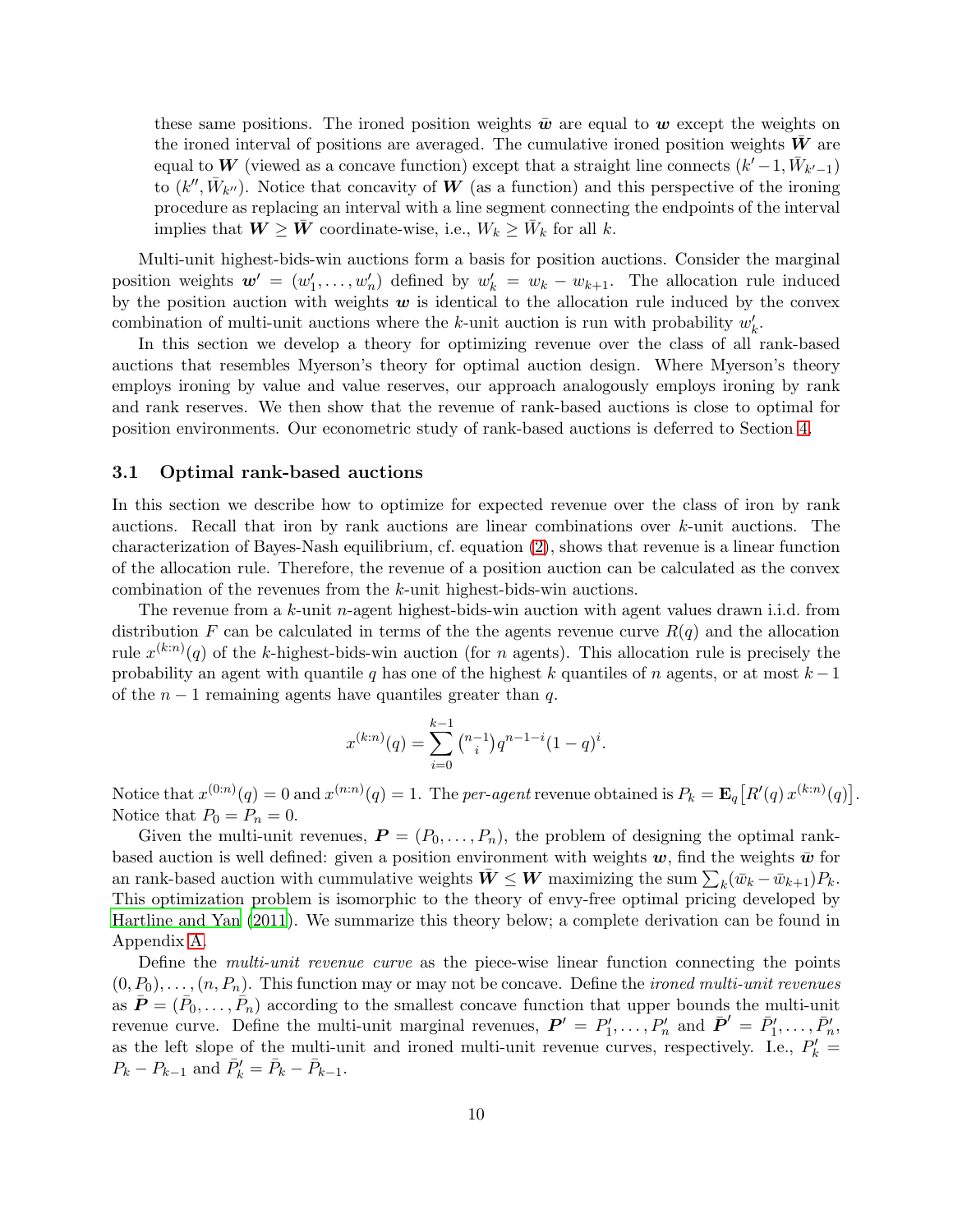these same positions. The ironed position weights $\bar{\boldsymbol{w}}$ are equal to $\boldsymbol{w}$ except the weights on the ironed interval of positions are averaged. The cumulative ironed position weights $\bar{\boldsymbol{W}}$ are equal to $\boldsymbol{W}$ (viewed as a concave function) except that a straight line connects $(k'-1, \bar{W}_{k'-1})$ to $(k'', \bar{W}_{k''})$. Notice that concavity of $\boldsymbol{W}$ (as a function) and this perspective of the ironing procedure as replacing an interval with a line segment connecting the endpoints of the interval implies that $\boldsymbol{W} \geq \bar{\boldsymbol{W}}$ coordinate-wise, i.e., $W_k \geq \bar{W}_k$ for all $k$.

Multi-unit highest-bids-win auctions form a basis for position auctions. Consider the marginal position weights $\boldsymbol{w}' = (w'_1, \ldots, w'_n)$ defined by $w'_k = w_k - w_{k+1}$. The allocation rule induced by the position auction with weights $\boldsymbol{w}$ is identical to the allocation rule induced by the convex combination of multi-unit auctions where the $k$-unit auction is run with probability $w'_k$.

In this section we develop a theory for optimizing revenue over the class of all rank-based auctions that resembles Myerson's theory for optimal auction design. Where Myerson's theory employs ironing by value and value reserves, our approach analogously employs ironing by rank and rank reserves. We then show that the revenue of rank-based auctions is close to optimal for position environments. Our econometric study of rank-based auctions is deferred to Section 4.

### 3.1 Optimal rank-based auctions

In this section we describe how to optimize for expected revenue over the class of iron by rank auctions. Recall that iron by rank auctions are linear combinations over $k$-unit auctions. The characterization of Bayes-Nash equilibrium, cf. equation (2), shows that revenue is a linear function of the allocation rule. Therefore, the revenue of a position auction can be calculated as the convex combination of the revenues from the $k$-unit highest-bids-win auctions.

The revenue from a $k$-unit $n$-agent highest-bids-win auction with agent values drawn i.i.d. from distribution $F$ can be calculated in terms of the the agents revenue curve $R(q)$ and the allocation rule $x^{(k:n)}(q)$ of the $k$-highest-bids-win auction (for $n$ agents). This allocation rule is precisely the probability an agent with quantile $q$ has one of the highest $k$ quantiles of $n$ agents, or at most $k-1$ of the $n-1$ remaining agents have quantiles greater than $q$.

$$x^{(k:n)}(q) = \sum_{i=0}^{k-1} \binom{n-1}{i} q^{n-1-i}(1-q)^i.$$

Notice that $x^{(0:n)}(q) = 0$ and $x^{(n:n)}(q) = 1$. The *per-agent* revenue obtained is $P_k = \mathbf{E}_q\big[R'(q)\, x^{(k:n)}(q)\big]$. Notice that $P_0 = P_n = 0$.

Given the multi-unit revenues, $\boldsymbol{P} = (P_0, \ldots, P_n)$, the problem of designing the optimal rank-based auction is well defined: given a position environment with weights $\boldsymbol{w}$, find the weights $\bar{\boldsymbol{w}}$ for an rank-based auction with cummulative weights $\bar{\boldsymbol{W}} \leq \boldsymbol{W}$ maximizing the sum $\sum_k (\bar{w}_k - \bar{w}_{k+1}) P_k$. This optimization problem is isomorphic to the theory of envy-free optimal pricing developed by Hartline and Yan (2011). We summarize this theory below; a complete derivation can be found in Appendix A.

Define the *multi-unit revenue curve* as the piece-wise linear function connecting the points $(0, P_0), \ldots, (n, P_n)$. This function may or may not be concave. Define the *ironed multi-unit revenues* as $\bar{\boldsymbol{P}} = (\bar{P}_0, \ldots, \bar{P}_n)$ according to the smallest concave function that upper bounds the multi-unit revenue curve. Define the multi-unit marginal revenues, $\boldsymbol{P}' = P'_1, \ldots, P'_n$ and $\bar{\boldsymbol{P}}' = \bar{P}'_1, \ldots, \bar{P}'_n$, as the left slope of the multi-unit and ironed multi-unit revenue curves, respectively. I.e., $P'_k = P_k - P_{k-1}$ and $\bar{P}'_k = \bar{P}_k - \bar{P}_{k-1}$.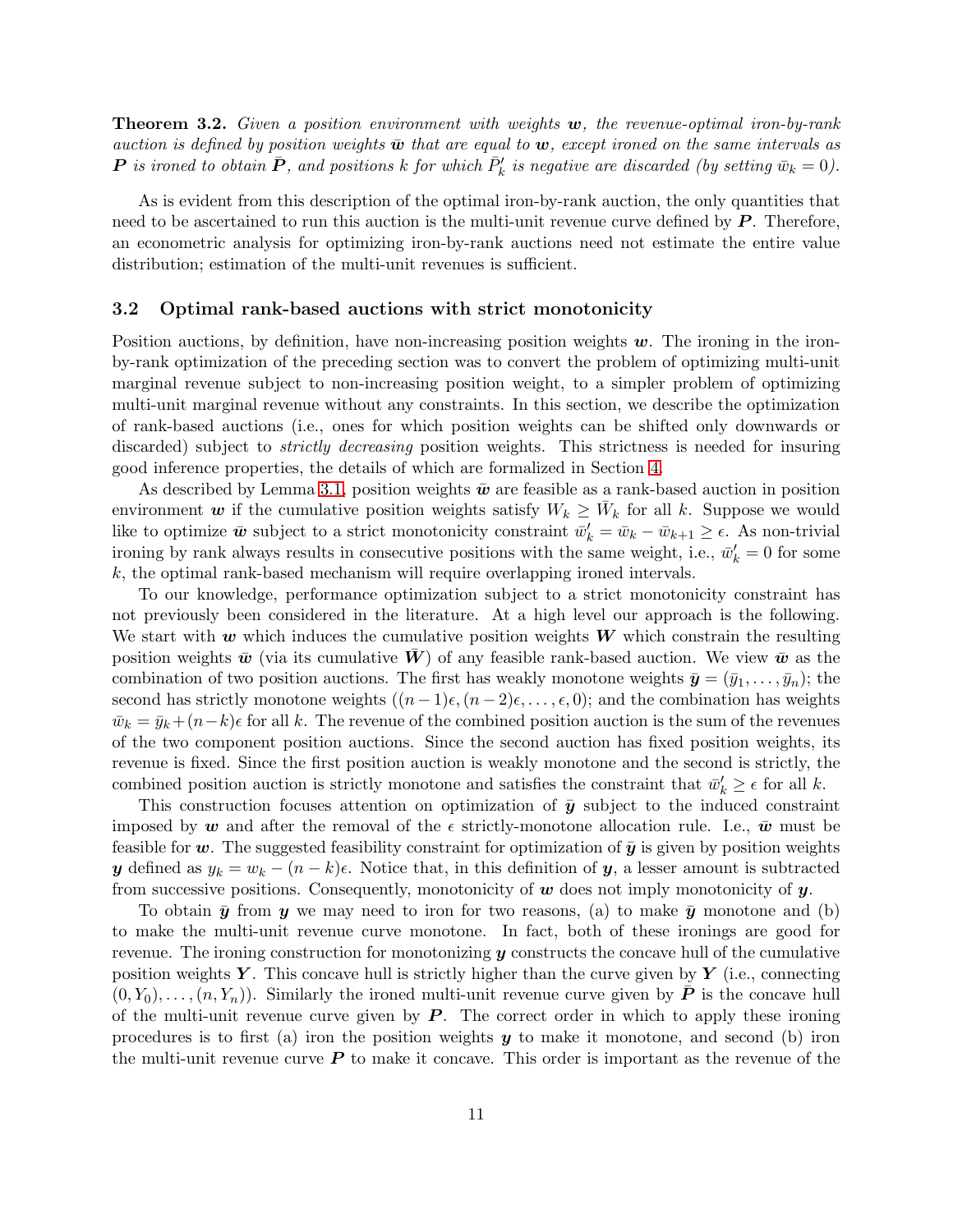**Theorem 3.2.** *Given a position environment with weights $\boldsymbol{w}$, the revenue-optimal iron-by-rank auction is defined by position weights $\bar{\boldsymbol{w}}$ that are equal to $\boldsymbol{w}$, except ironed on the same intervals as $\boldsymbol{P}$ is ironed to obtain $\bar{\boldsymbol{P}}$, and positions $k$ for which $\bar{P}'_k$ is negative are discarded (by setting $\bar{w}_k = 0$).*

As is evident from this description of the optimal iron-by-rank auction, the only quantities that need to be ascertained to run this auction is the multi-unit revenue curve defined by $\boldsymbol{P}$. Therefore, an econometric analysis for optimizing iron-by-rank auctions need not estimate the entire value distribution; estimation of the multi-unit revenues is sufficient.

### 3.2 Optimal rank-based auctions with strict monotonicity

Position auctions, by definition, have non-increasing position weights $\boldsymbol{w}$. The ironing in the iron-by-rank optimization of the preceding section was to convert the problem of optimizing multi-unit marginal revenue subject to non-increasing position weight, to a simpler problem of optimizing multi-unit marginal revenue without any constraints. In this section, we describe the optimization of rank-based auctions (i.e., ones for which position weights can be shifted only downwards or discarded) subject to *strictly decreasing* position weights. This strictness is needed for insuring good inference properties, the details of which are formalized in Section 4.

As described by Lemma 3.1, position weights $\bar{\boldsymbol{w}}$ are feasible as a rank-based auction in position environment $\boldsymbol{w}$ if the cumulative position weights satisfy $W_k \geq \bar{W}_k$ for all $k$. Suppose we would like to optimize $\bar{\boldsymbol{w}}$ subject to a strict monotonicity constraint $\bar{w}'_k = \bar{w}_k - \bar{w}_{k+1} \geq \epsilon$. As non-trivial ironing by rank always results in consecutive positions with the same weight, i.e., $\bar{w}'_k = 0$ for some $k$, the optimal rank-based mechanism will require overlapping ironed intervals.

To our knowledge, performance optimization subject to a strict monotonicity constraint has not previously been considered in the literature. At a high level our approach is the following. We start with $\boldsymbol{w}$ which induces the cumulative position weights $\boldsymbol{W}$ which constrain the resulting position weights $\bar{\boldsymbol{w}}$ (via its cumulative $\bar{\boldsymbol{W}}$) of any feasible rank-based auction. We view $\bar{\boldsymbol{w}}$ as the combination of two position auctions. The first has weakly monotone weights $\bar{\boldsymbol{y}} = (\bar{y}_1, \ldots, \bar{y}_n)$; the second has strictly monotone weights $((n-1)\epsilon, (n-2)\epsilon, \ldots, \epsilon, 0)$; and the combination has weights $\bar{w}_k = \bar{y}_k + (n-k)\epsilon$ for all $k$. The revenue of the combined position auction is the sum of the revenues of the two component position auctions. Since the second auction has fixed position weights, its revenue is fixed. Since the first position auction is weakly monotone and the second is strictly, the combined position auction is strictly monotone and satisfies the constraint that $\bar{w}'_k \geq \epsilon$ for all $k$.

This construction focuses attention on optimization of $\bar{\boldsymbol{y}}$ subject to the induced constraint imposed by $\boldsymbol{w}$ and after the removal of the $\epsilon$ strictly-monotone allocation rule. I.e., $\bar{\boldsymbol{w}}$ must be feasible for $\boldsymbol{w}$. The suggested feasibility constraint for optimization of $\bar{\boldsymbol{y}}$ is given by position weights $\boldsymbol{y}$ defined as $y_k = w_k - (n-k)\epsilon$. Notice that, in this definition of $\boldsymbol{y}$, a lesser amount is subtracted from successive positions. Consequently, monotonicity of $\boldsymbol{w}$ does not imply monotonicity of $\boldsymbol{y}$.

To obtain $\bar{\boldsymbol{y}}$ from $\boldsymbol{y}$ we may need to iron for two reasons, (a) to make $\bar{\boldsymbol{y}}$ monotone and (b) to make the multi-unit revenue curve monotone. In fact, both of these ironings are good for revenue. The ironing construction for monotonizing $\boldsymbol{y}$ constructs the concave hull of the cumulative position weights $\boldsymbol{Y}$. This concave hull is strictly higher than the curve given by $\boldsymbol{Y}$ (i.e., connecting $(0, Y_0), \ldots, (n, Y_n)$). Similarly the ironed multi-unit revenue curve given by $\bar{\boldsymbol{P}}$ is the concave hull of the multi-unit revenue curve given by $\boldsymbol{P}$. The correct order in which to apply these ironing procedures is to first (a) iron the position weights $\boldsymbol{y}$ to make it monotone, and second (b) iron the multi-unit revenue curve $\boldsymbol{P}$ to make it concave. This order is important as the revenue of the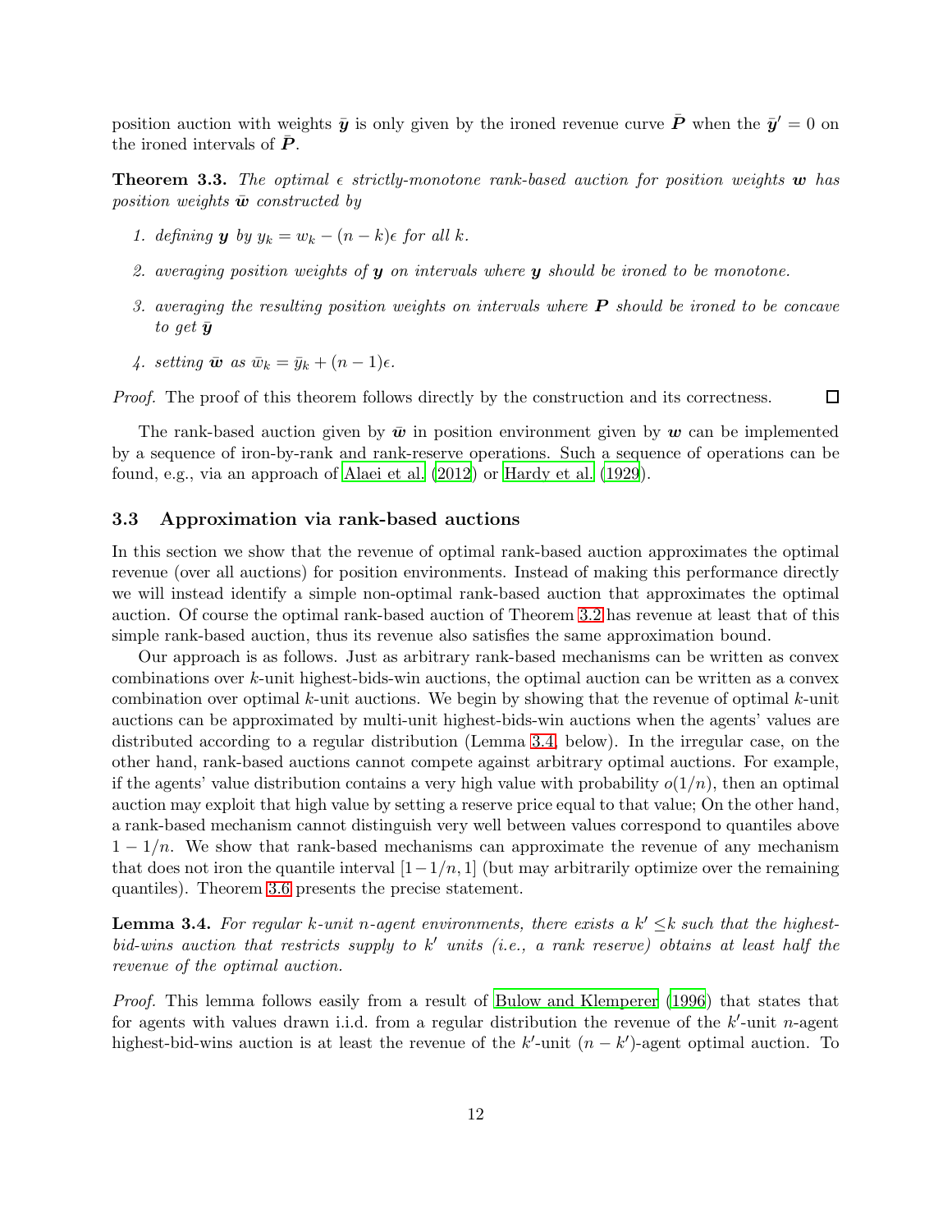position auction with weights $\bar{\boldsymbol{y}}$ is only given by the ironed revenue curve $\bar{\boldsymbol{P}}$ when the $\bar{\boldsymbol{y}}' = 0$ on the ironed intervals of $\bar{\boldsymbol{P}}$.

**Theorem 3.3.** *The optimal $\epsilon$ strictly-monotone rank-based auction for position weights $\boldsymbol{w}$ has position weights $\bar{\boldsymbol{w}}$ constructed by*

1. *defining $\boldsymbol{y}$ by $y_k = w_k - (n-k)\epsilon$ for all $k$.*
2. *averaging position weights of $\boldsymbol{y}$ on intervals where $\boldsymbol{y}$ should be ironed to be monotone.*
3. *averaging the resulting position weights on intervals where $\boldsymbol{P}$ should be ironed to be concave to get $\bar{\boldsymbol{y}}$*
4. *setting $\bar{\boldsymbol{w}}$ as $\bar{w}_k = \bar{y}_k + (n-1)\epsilon$.*

*Proof.* The proof of this theorem follows directly by the construction and its correctness. ∎

The rank-based auction given by $\bar{\boldsymbol{w}}$ in position environment given by $\boldsymbol{w}$ can be implemented by a sequence of iron-by-rank and rank-reserve operations. Such a sequence of operations can be found, e.g., via an approach of Alaei et al. (2012) or Hardy et al. (1929).

### 3.3 Approximation via rank-based auctions

In this section we show that the revenue of optimal rank-based auction approximates the optimal revenue (over all auctions) for position environments. Instead of making this performance directly we will instead identify a simple non-optimal rank-based auction that approximates the optimal auction. Of course the optimal rank-based auction of Theorem 3.2 has revenue at least that of this simple rank-based auction, thus its revenue also satisfies the same approximation bound.

Our approach is as follows. Just as arbitrary rank-based mechanisms can be written as convex combinations over $k$-unit highest-bids-win auctions, the optimal auction can be written as a convex combination over optimal $k$-unit auctions. We begin by showing that the revenue of optimal $k$-unit auctions can be approximated by multi-unit highest-bids-win auctions when the agents' values are distributed according to a regular distribution (Lemma 3.4, below). In the irregular case, on the other hand, rank-based auctions cannot compete against arbitrary optimal auctions. For example, if the agents' value distribution contains a very high value with probability $o(1/n)$, then an optimal auction may exploit that high value by setting a reserve price equal to that value; On the other hand, a rank-based mechanism cannot distinguish very well between values correspond to quantiles above $1 - 1/n$. We show that rank-based mechanisms can approximate the revenue of any mechanism that does not iron the quantile interval $[1-1/n, 1]$ (but may arbitrarily optimize over the remaining quantiles). Theorem 3.6 presents the precise statement.

**Lemma 3.4.** *For regular $k$-unit $n$-agent environments, there exists a $k' \leq k$ such that the highest-bid-wins auction that restricts supply to $k'$ units (i.e., a rank reserve) obtains at least half the revenue of the optimal auction.*

*Proof.* This lemma follows easily from a result of Bulow and Klemperer (1996) that states that for agents with values drawn i.i.d. from a regular distribution the revenue of the $k'$-unit $n$-agent highest-bid-wins auction is at least the revenue of the $k'$-unit $(n-k')$-agent optimal auction. To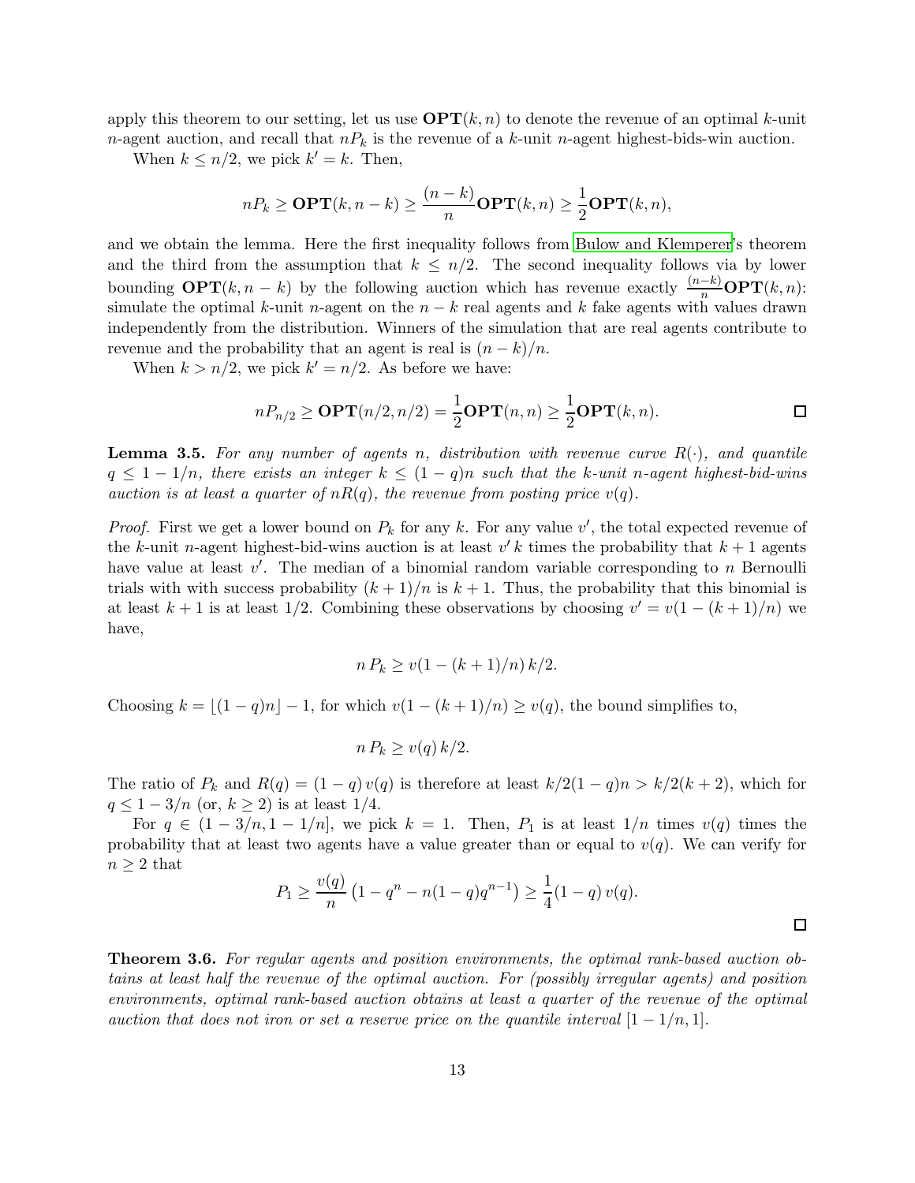apply this theorem to our setting, let us use $\mathbf{OPT}(k,n)$ to denote the revenue of an optimal $k$-unit $n$-agent auction, and recall that $nP_k$ is the revenue of a $k$-unit $n$-agent highest-bids-win auction.

When $k \leq n/2$, we pick $k' = k$. Then,

$$nP_k \geq \mathbf{OPT}(k, n-k) \geq \frac{(n-k)}{n}\mathbf{OPT}(k,n) \geq \frac{1}{2}\mathbf{OPT}(k,n),$$

and we obtain the lemma. Here the first inequality follows from Bulow and Klemperer's theorem and the third from the assumption that $k \leq n/2$. The second inequality follows via by lower bounding $\mathbf{OPT}(k, n-k)$ by the following auction which has revenue exactly $\frac{(n-k)}{n}\mathbf{OPT}(k,n)$: simulate the optimal $k$-unit $n$-agent on the $n-k$ real agents and $k$ fake agents with values drawn independently from the distribution. Winners of the simulation that are real agents contribute to revenue and the probability that an agent is real is $(n-k)/n$.

When $k > n/2$, we pick $k' = n/2$. As before we have:

$$nP_{n/2} \geq \mathbf{OPT}(n/2, n/2) = \frac{1}{2}\mathbf{OPT}(n,n) \geq \frac{1}{2}\mathbf{OPT}(k,n).$$

□

**Lemma 3.5.** *For any number of agents $n$, distribution with revenue curve $R(\cdot)$, and quantile $q \leq 1 - 1/n$, there exists an integer $k \leq (1-q)n$ such that the $k$-unit $n$-agent highest-bid-wins auction is at least a quarter of $nR(q)$, the revenue from posting price $v(q)$.*

*Proof.* First we get a lower bound on $P_k$ for any $k$. For any value $v'$, the total expected revenue of the $k$-unit $n$-agent highest-bid-wins auction is at least $v'\,k$ times the probability that $k+1$ agents have value at least $v'$. The median of a binomial random variable corresponding to $n$ Bernoulli trials with with success probability $(k+1)/n$ is $k+1$. Thus, the probability that this binomial is at least $k+1$ is at least $1/2$. Combining these observations by choosing $v' = v(1-(k+1)/n)$ we have,

$$n\,P_k \geq v(1-(k+1)/n)\,k/2.$$

Choosing $k = \lfloor (1-q)n \rfloor - 1$, for which $v(1-(k+1)/n) \geq v(q)$, the bound simplifies to,

$$n\,P_k \geq v(q)\,k/2.$$

The ratio of $P_k$ and $R(q) = (1-q)\,v(q)$ is therefore at least $k/2(1-q)n > k/2(k+2)$, which for $q \leq 1 - 3/n$ (or, $k \geq 2$) is at least $1/4$.

For $q \in (1-3/n, 1-1/n]$, we pick $k=1$. Then, $P_1$ is at least $1/n$ times $v(q)$ times the probability that at least two agents have a value greater than or equal to $v(q)$. We can verify for $n \geq 2$ that

$$P_1 \geq \frac{v(q)}{n}\left(1 - q^n - n(1-q)q^{n-1}\right) \geq \frac{1}{4}(1-q)\,v(q).$$

□

**Theorem 3.6.** *For regular agents and position environments, the optimal rank-based auction obtains at least half the revenue of the optimal auction. For (possibly irregular agents) and position environments, optimal rank-based auction obtains at least a quarter of the revenue of the optimal auction that does not iron or set a reserve price on the quantile interval $[1-1/n, 1]$.*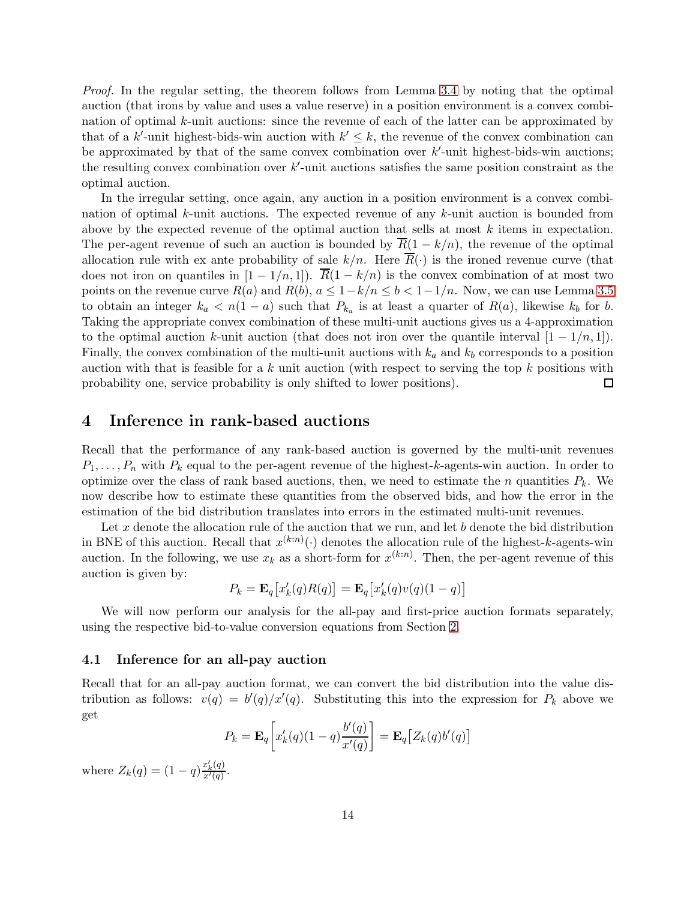*Proof.* In the regular setting, the theorem follows from Lemma 3.4 by noting that the optimal auction (that irons by value and uses a value reserve) in a position environment is a convex combination of optimal $k$-unit auctions: since the revenue of each of the latter can be approximated by that of a $k'$-unit highest-bids-win auction with $k' \le k$, the revenue of the convex combination can be approximated by that of the same convex combination over $k'$-unit highest-bids-win auctions; the resulting convex combination over $k'$-unit auctions satisfies the same position constraint as the optimal auction.

In the irregular setting, once again, any auction in a position environment is a convex combination of optimal $k$-unit auctions. The expected revenue of any $k$-unit auction is bounded from above by the expected revenue of the optimal auction that sells at most $k$ items in expectation. The per-agent revenue of such an auction is bounded by $\overline{R}(1-k/n)$, the revenue of the optimal allocation rule with ex ante probability of sale $k/n$. Here $\overline{R}(\cdot)$ is the ironed revenue curve (that does not iron on quantiles in $[1-1/n, 1]$). $\overline{R}(1-k/n)$ is the convex combination of at most two points on the revenue curve $R(a)$ and $R(b)$, $a \le 1-k/n \le b < 1-1/n$. Now, we can use Lemma 3.5 to obtain an integer $k_a < n(1-a)$ such that $P_{k_a}$ is at least a quarter of $R(a)$, likewise $k_b$ for $b$. Taking the appropriate convex combination of these multi-unit auctions gives us a 4-approximation to the optimal auction $k$-unit auction (that does not iron over the quantile interval $[1-1/n, 1]$). Finally, the convex combination of the multi-unit auctions with $k_a$ and $k_b$ corresponds to a position auction with that is feasible for a $k$ unit auction (with respect to serving the top $k$ positions with probability one, service probability is only shifted to lower positions). $\square$

# 4 Inference in rank-based auctions

Recall that the performance of any rank-based auction is governed by the multi-unit revenues $P_1, \ldots, P_n$ with $P_k$ equal to the per-agent revenue of the highest-$k$-agents-win auction. In order to optimize over the class of rank based auctions, then, we need to estimate the $n$ quantities $P_k$. We now describe how to estimate these quantities from the observed bids, and how the error in the estimation of the bid distribution translates into errors in the estimated multi-unit revenues.

Let $x$ denote the allocation rule of the auction that we run, and let $b$ denote the bid distribution in BNE of this auction. Recall that $x^{(k:n)}(\cdot)$ denotes the allocation rule of the highest-$k$-agents-win auction. In the following, we use $x_k$ as a short-form for $x^{(k:n)}$. Then, the per-agent revenue of this auction is given by:

$$P_k = \mathbf{E}_q\big[x_k'(q)R(q)\big] = \mathbf{E}_q\big[x_k'(q)v(q)(1-q)\big]$$

We will now perform our analysis for the all-pay and first-price auction formats separately, using the respective bid-to-value conversion equations from Section 2.

## 4.1 Inference for an all-pay auction

Recall that for an all-pay auction format, we can convert the bid distribution into the value distribution as follows: $v(q) = b'(q)/x'(q)$. Substituting this into the expression for $P_k$ above we get

$$P_k = \mathbf{E}_q\left[x_k'(q)(1-q)\frac{b'(q)}{x'(q)}\right] = \mathbf{E}_q\big[Z_k(q)b'(q)\big]$$

where $Z_k(q) = (1-q)\frac{x_k'(q)}{x'(q)}$.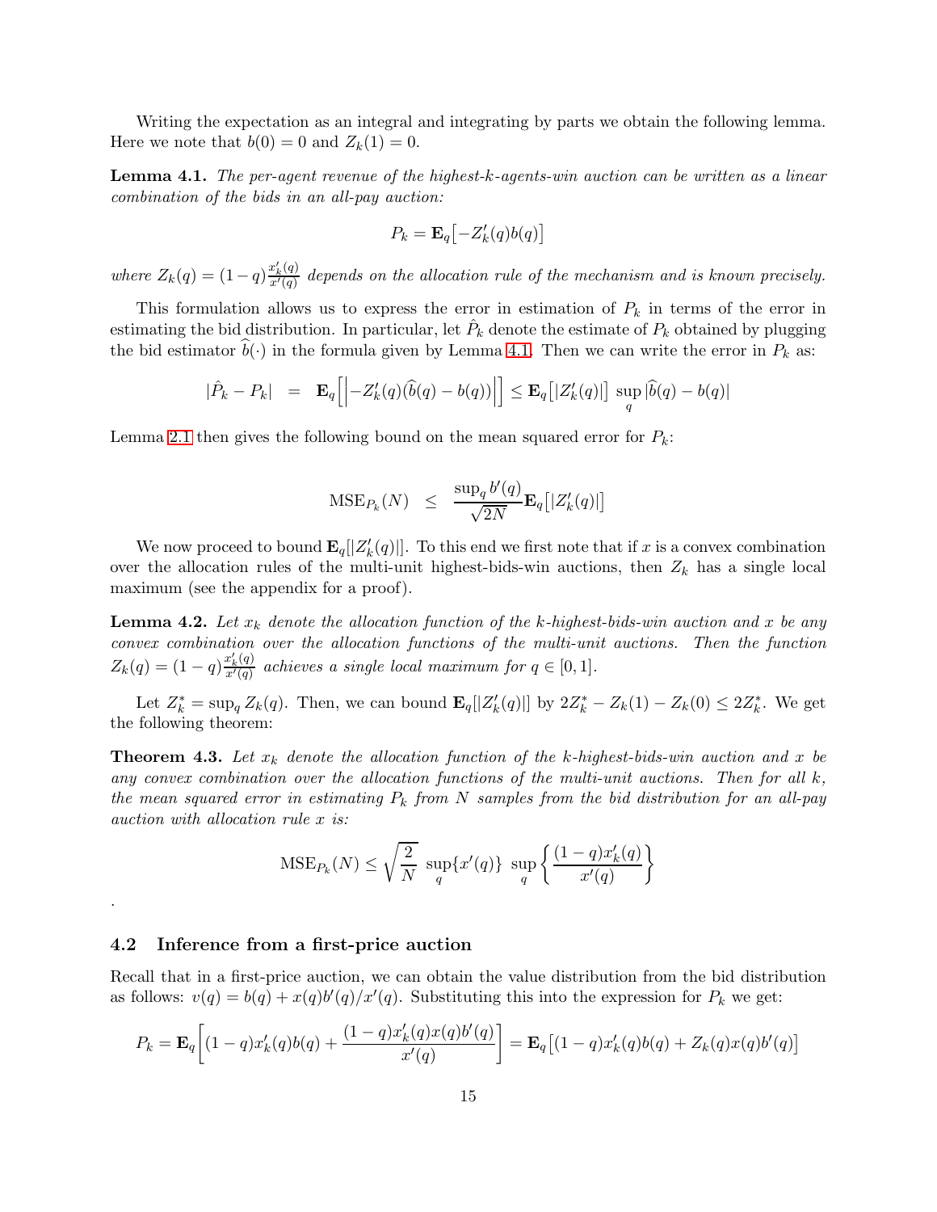Writing the expectation as an integral and integrating by parts we obtain the following lemma. Here we note that $b(0) = 0$ and $Z_k(1) = 0$.

**Lemma 4.1.** *The per-agent revenue of the highest-k-agents-win auction can be written as a linear combination of the bids in an all-pay auction:*

$$P_k = \mathbf{E}_q\big[-Z_k'(q)b(q)\big]$$

*where* $Z_k(q) = (1-q)\frac{x_k'(q)}{x'(q)}$ *depends on the allocation rule of the mechanism and is known precisely.*

This formulation allows us to express the error in estimation of $P_k$ in terms of the error in estimating the bid distribution. In particular, let $\hat{P}_k$ denote the estimate of $P_k$ obtained by plugging the bid estimator $\widehat{b}(\cdot)$ in the formula given by Lemma 4.1. Then we can write the error in $P_k$ as:

$$|\hat{P}_k - P_k| \;\; = \;\; \mathbf{E}_q\Big[\Big|-Z_k'(q)(\widehat{b}(q) - b(q))\Big|\Big] \leq \mathbf{E}_q\big[|Z_k'(q)|\big] \, \sup_q |\widehat{b}(q) - b(q)|$$

Lemma 2.1 then gives the following bound on the mean squared error for $P_k$:

$$\text{MSE}_{P_k}(N) \;\; \leq \;\; \frac{\sup_q b'(q)}{\sqrt{2N}} \mathbf{E}_q\big[|Z_k'(q)|\big]$$

We now proceed to bound $\mathbf{E}_q[|Z_k'(q)|]$. To this end we first note that if $x$ is a convex combination over the allocation rules of the multi-unit highest-bids-win auctions, then $Z_k$ has a single local maximum (see the appendix for a proof).

**Lemma 4.2.** *Let* $x_k$ *denote the allocation function of the k-highest-bids-win auction and* $x$ *be any convex combination over the allocation functions of the multi-unit auctions. Then the function* $Z_k(q) = (1-q)\frac{x_k'(q)}{x'(q)}$ *achieves a single local maximum for* $q \in [0,1]$.

Let $Z_k^* = \sup_q Z_k(q)$. Then, we can bound $\mathbf{E}_q[|Z_k'(q)|]$ by $2Z_k^* - Z_k(1) - Z_k(0) \leq 2Z_k^*$. We get the following theorem:

**Theorem 4.3.** *Let* $x_k$ *denote the allocation function of the k-highest-bids-win auction and* $x$ *be any convex combination over the allocation functions of the multi-unit auctions. Then for all* $k$*, the mean squared error in estimating* $P_k$ *from* $N$ *samples from the bid distribution for an all-pay auction with allocation rule* $x$ *is:*

$$\text{MSE}_{P_k}(N) \leq \sqrt{\frac{2}{N}} \; \sup_q\{x'(q)\} \; \sup_q \left\{\frac{(1-q)x_k'(q)}{x'(q)}\right\}$$

.

### 4.2 Inference from a first-price auction

Recall that in a first-price auction, we can obtain the value distribution from the bid distribution as follows: $v(q) = b(q) + x(q)b'(q)/x'(q)$. Substituting this into the expression for $P_k$ we get:

$$P_k = \mathbf{E}_q\left[(1-q)x_k'(q)b(q) + \frac{(1-q)x_k'(q)x(q)b'(q)}{x'(q)}\right] = \mathbf{E}_q\big[(1-q)x_k'(q)b(q) + Z_k(q)x(q)b'(q)\big]$$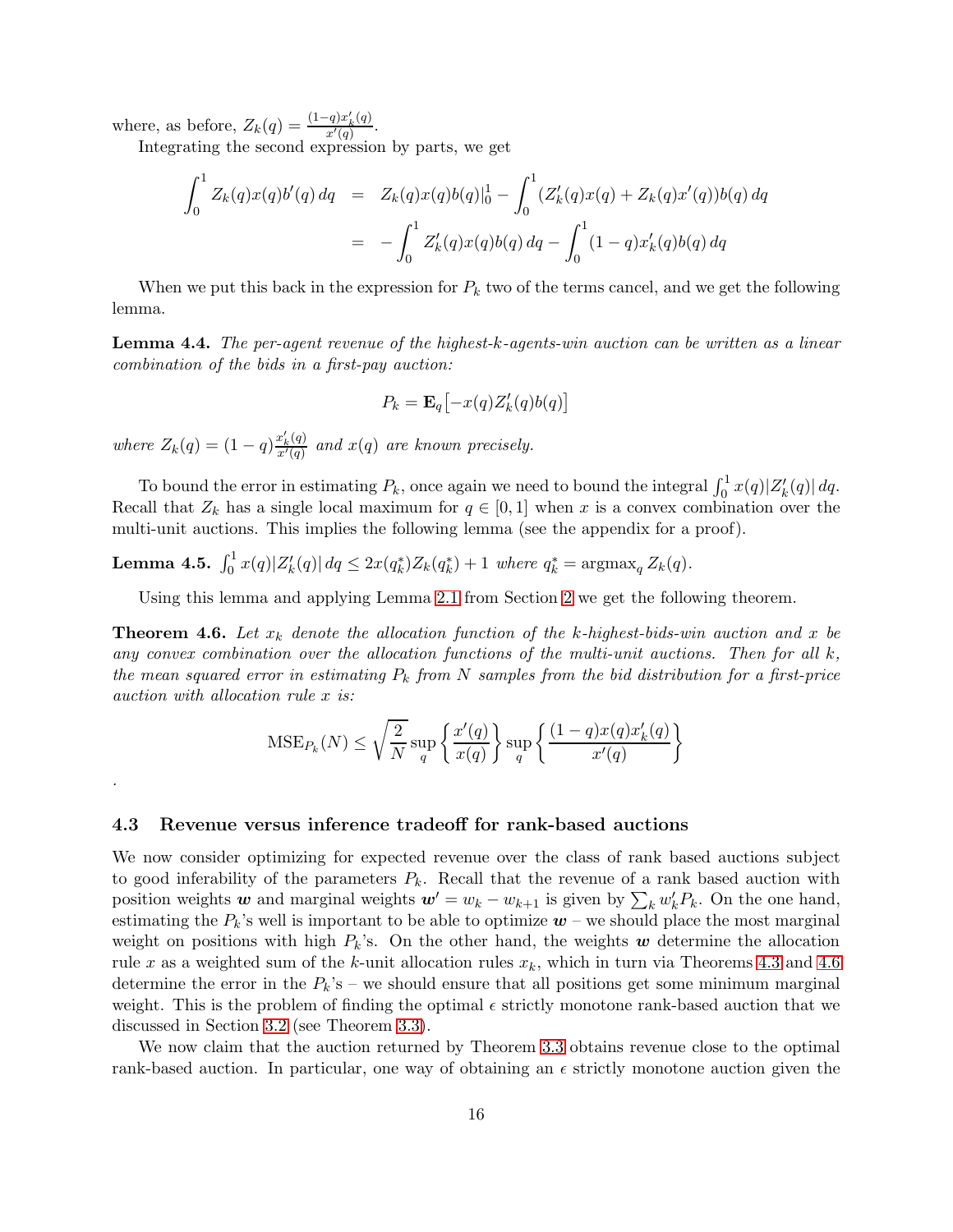where, as before, $Z_k(q) = \frac{(1-q)x'_k(q)}{x'(q)}$.

Integrating the second expression by parts, we get

$$
\begin{aligned}
\int_0^1 Z_k(q)x(q)b'(q)\,dq &= Z_k(q)x(q)b(q)|_0^1 - \int_0^1 (Z'_k(q)x(q) + Z_k(q)x'(q))b(q)\,dq \\
&= -\int_0^1 Z'_k(q)x(q)b(q)\,dq - \int_0^1 (1-q)x'_k(q)b(q)\,dq
\end{aligned}
$$

When we put this back in the expression for $P_k$ two of the terms cancel, and we get the following lemma.

**Lemma 4.4.** *The per-agent revenue of the highest-k-agents-win auction can be written as a linear combination of the bids in a first-pay auction:*

$$P_k = \mathbf{E}_q\big[-x(q)Z'_k(q)b(q)\big]$$

*where $Z_k(q) = (1-q)\frac{x'_k(q)}{x'(q)}$ and $x(q)$ are known precisely.*

To bound the error in estimating $P_k$, once again we need to bound the integral $\int_0^1 x(q)|Z'_k(q)|\,dq$. Recall that $Z_k$ has a single local maximum for $q \in [0,1]$ when $x$ is a convex combination over the multi-unit auctions. This implies the following lemma (see the appendix for a proof).

**Lemma 4.5.** $\int_0^1 x(q)|Z'_k(q)|\,dq \le 2x(q^*_k)Z_k(q^*_k) + 1$ *where* $q^*_k = \operatorname{argmax}_q Z_k(q)$.

Using this lemma and applying Lemma 2.1 from Section 2 we get the following theorem.

**Theorem 4.6.** *Let $x_k$ denote the allocation function of the k-highest-bids-win auction and $x$ be any convex combination over the allocation functions of the multi-unit auctions. Then for all k, the mean squared error in estimating $P_k$ from $N$ samples from the bid distribution for a first-price auction with allocation rule $x$ is:*

$$\mathrm{MSE}_{P_k}(N) \le \sqrt{\frac{2}{N}} \sup_q \left\{\frac{x'(q)}{x(q)}\right\} \sup_q \left\{\frac{(1-q)x(q)x'_k(q)}{x'(q)}\right\}$$

.

### 4.3 Revenue versus inference tradeoff for rank-based auctions

We now consider optimizing for expected revenue over the class of rank based auctions subject to good inferability of the parameters $P_k$. Recall that the revenue of a rank based auction with position weights $\boldsymbol{w}$ and marginal weights $\boldsymbol{w}' = w_k - w_{k+1}$ is given by $\sum_k w'_k P_k$. On the one hand, estimating the $P_k$'s well is important to be able to optimize $\boldsymbol{w}$ – we should place the most marginal weight on positions with high $P_k$'s. On the other hand, the weights $\boldsymbol{w}$ determine the allocation rule $x$ as a weighted sum of the $k$-unit allocation rules $x_k$, which in turn via Theorems 4.3 and 4.6 determine the error in the $P_k$'s – we should ensure that all positions get some minimum marginal weight. This is the problem of finding the optimal $\epsilon$ strictly monotone rank-based auction that we discussed in Section 3.2 (see Theorem 3.3).

We now claim that the auction returned by Theorem 3.3 obtains revenue close to the optimal rank-based auction. In particular, one way of obtaining an $\epsilon$ strictly monotone auction given the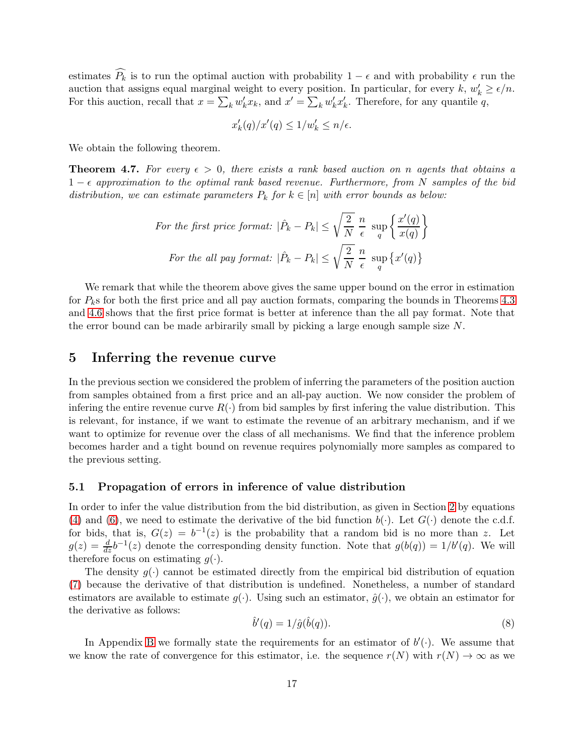estimates $\widehat{P_k}$ is to run the optimal auction with probability $1-\epsilon$ and with probability $\epsilon$ run the auction that assigns equal marginal weight to every position. In particular, for every $k$, $w'_k \geq \epsilon/n$. For this auction, recall that $x = \sum_k w'_k x_k$, and $x' = \sum_k w'_k x'_k$. Therefore, for any quantile $q$,

$$x'_k(q)/x'(q) \leq 1/w'_k \leq n/\epsilon.$$

We obtain the following theorem.

**Theorem 4.7.** *For every $\epsilon > 0$, there exists a rank based auction on $n$ agents that obtains a $1-\epsilon$ approximation to the optimal rank based revenue. Furthermore, from $N$ samples of the bid distribution, we can estimate parameters $P_k$ for $k \in [n]$ with error bounds as below:*

$$\text{For the first price format: } |\hat{P}_k - P_k| \leq \sqrt{\frac{2}{N}}\ \frac{n}{\epsilon}\ \sup_q \left\{\frac{x'(q)}{x(q)}\right\}$$

$$\text{For the all pay format: } |\hat{P}_k - P_k| \leq \sqrt{\frac{2}{N}}\ \frac{n}{\epsilon}\ \sup_q \left\{x'(q)\right\}$$

We remark that while the theorem above gives the same upper bound on the error in estimation for $P_k$s for both the first price and all pay auction formats, comparing the bounds in Theorems 4.3 and 4.6 shows that the first price format is better at inference than the all pay format. Note that the error bound can be made arbirarily small by picking a large enough sample size $N$.

## 5 Inferring the revenue curve

In the previous section we considered the problem of inferring the parameters of the position auction from samples obtained from a first price and an all-pay auction. We now consider the problem of infering the entire revenue curve $R(\cdot)$ from bid samples by first infering the value distribution. This is relevant, for instance, if we want to estimate the revenue of an arbitrary mechanism, and if we want to optimize for revenue over the class of all mechanisms. We find that the inference problem becomes harder and a tight bound on revenue requires polynomially more samples as compared to the previous setting.

### 5.1 Propagation of errors in inference of value distribution

In order to infer the value distribution from the bid distribution, as given in Section 2 by equations (4) and (6), we need to estimate the derivative of the bid function $b(\cdot)$. Let $G(\cdot)$ denote the c.d.f. for bids, that is, $G(z) = b^{-1}(z)$ is the probability that a random bid is no more than $z$. Let $g(z) = \frac{d}{dz}b^{-1}(z)$ denote the corresponding density function. Note that $g(b(q)) = 1/b'(q)$. We will therefore focus on estimating $g(\cdot)$.

The density $g(\cdot)$ cannot be estimated directly from the empirical bid distribution of equation (7) because the derivative of that distribution is undefined. Nonetheless, a number of standard estimators are available to estimate $g(\cdot)$. Using such an estimator, $\hat{g}(\cdot)$, we obtain an estimator for the derivative as follows:

$$\hat{b}'(q) = 1/\hat{g}(\hat{b}(q)). \tag{8}$$

In Appendix B we formally state the requirements for an estimator of $b'(\cdot)$. We assume that we know the rate of convergence for this estimator, i.e. the sequence $r(N)$ with $r(N) \to \infty$ as we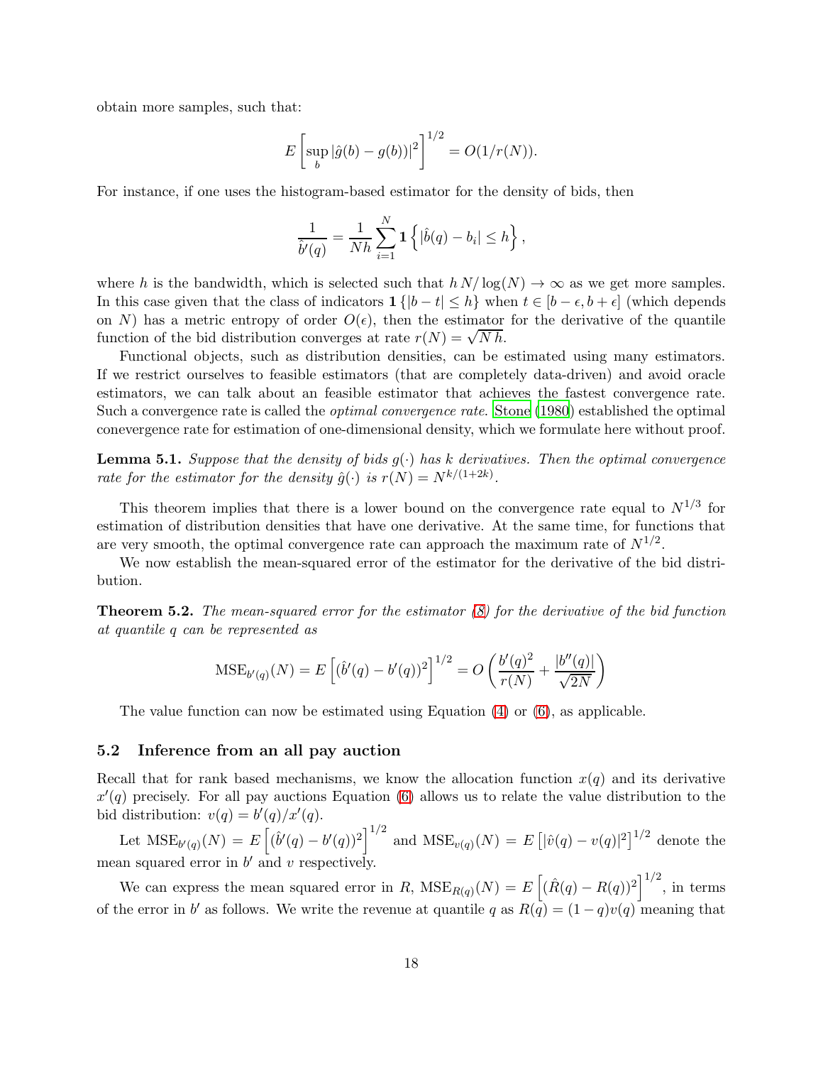obtain more samples, such that:

$$E\left[\sup_b |\hat{g}(b) - g(b))|^2\right]^{1/2} = O(1/r(N)).$$

For instance, if one uses the histogram-based estimator for the density of bids, then

$$\frac{1}{\hat{b}'(q)} = \frac{1}{Nh}\sum_{i=1}^{N} \mathbf{1}\left\{|\hat{b}(q) - b_i| \leq h\right\},$$

where $h$ is the bandwidth, which is selected such that $h\,N/\log(N) \to \infty$ as we get more samples. In this case given that the class of indicators $\mathbf{1}\{|b-t| \leq h\}$ when $t \in [b-\epsilon, b+\epsilon]$ (which depends on $N$) has a metric entropy of order $O(\epsilon)$, then the estimator for the derivative of the quantile function of the bid distribution converges at rate $r(N) = \sqrt{N\,h}$.

Functional objects, such as distribution densities, can be estimated using many estimators. If we restrict ourselves to feasible estimators (that are completely data-driven) and avoid oracle estimators, we can talk about an feasible estimator that achieves the fastest convergence rate. Such a convergence rate is called the *optimal convergence rate*. Stone (1980) established the optimal conevergence rate for estimation of one-dimensional density, which we formulate here without proof.

**Lemma 5.1.** *Suppose that the density of bids $g(\cdot)$ has $k$ derivatives. Then the optimal convergence rate for the estimator for the density $\hat{g}(\cdot)$ is $r(N) = N^{k/(1+2k)}$.*

This theorem implies that there is a lower bound on the convergence rate equal to $N^{1/3}$ for estimation of distribution densities that have one derivative. At the same time, for functions that are very smooth, the optimal convergence rate can approach the maximum rate of $N^{1/2}$.

We now establish the mean-squared error of the estimator for the derivative of the bid distribution.

**Theorem 5.2.** *The mean-squared error for the estimator (8) for the derivative of the bid function at quantile $q$ can be represented as*

$$\text{MSE}_{b'(q)}(N) = E\left[(\hat{b}'(q) - b'(q))^2\right]^{1/2} = O\left(\frac{b'(q)^2}{r(N)} + \frac{|b''(q)|}{\sqrt{2N}}\right)$$

The value function can now be estimated using Equation (4) or (6), as applicable.

### 5.2 Inference from an all pay auction

Recall that for rank based mechanisms, we know the allocation function $x(q)$ and its derivative $x'(q)$ precisely. For all pay auctions Equation (6) allows us to relate the value distribution to the bid distribution: $v(q) = b'(q)/x'(q)$.

Let $\text{MSE}_{b'(q)}(N) = E\left[(\hat{b}'(q) - b'(q))^2\right]^{1/2}$ and $\text{MSE}_{v(q)}(N) = E\left[|\hat{v}(q) - v(q)|^2\right]^{1/2}$ denote the mean squared error in $b'$ and $v$ respectively.

We can express the mean squared error in $R$, $\text{MSE}_{R(q)}(N) = E\left[(\hat{R}(q) - R(q))^2\right]^{1/2}$, in terms of the error in $b'$ as follows. We write the revenue at quantile $q$ as $R(q) = (1-q)v(q)$ meaning that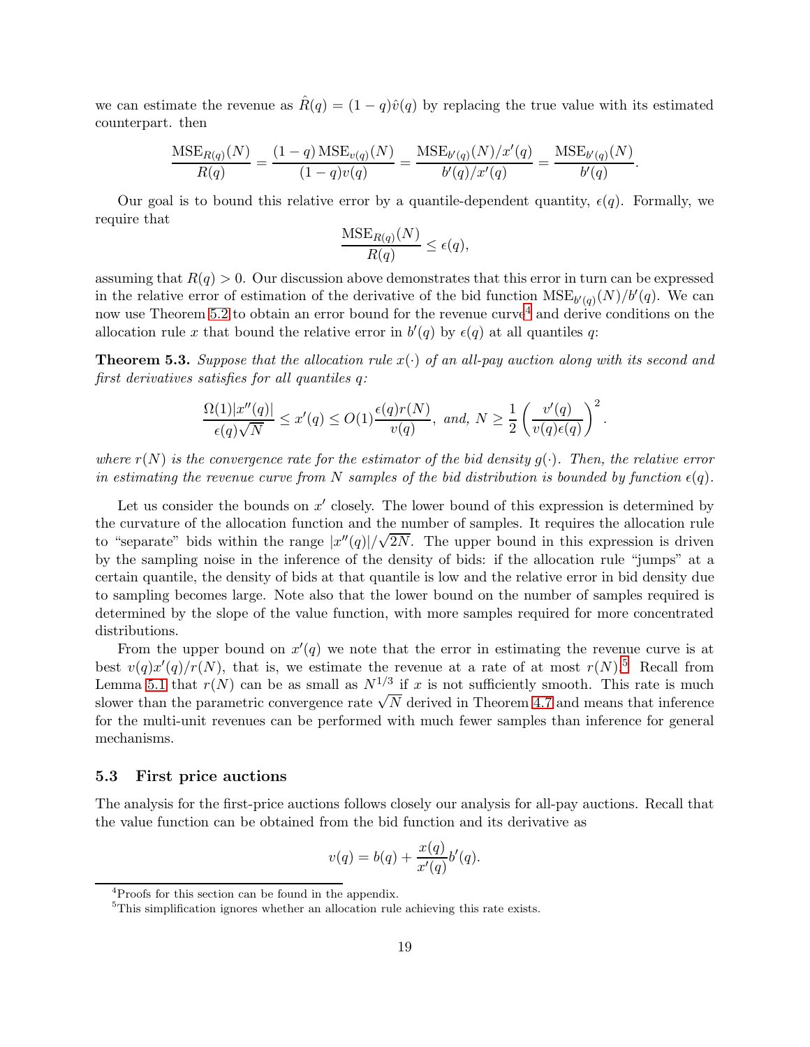we can estimate the revenue as $\hat{R}(q) = (1-q)\hat{v}(q)$ by replacing the true value with its estimated counterpart. then

$$\frac{\mathrm{MSE}_{R(q)}(N)}{R(q)} = \frac{(1-q)\,\mathrm{MSE}_{v(q)}(N)}{(1-q)v(q)} = \frac{\mathrm{MSE}_{b'(q)}(N)/x'(q)}{b'(q)/x'(q)} = \frac{\mathrm{MSE}_{b'(q)}(N)}{b'(q)}.$$

Our goal is to bound this relative error by a quantile-dependent quantity, $\epsilon(q)$. Formally, we require that

$$\frac{\mathrm{MSE}_{R(q)}(N)}{R(q)} \leq \epsilon(q),$$

assuming that $R(q) > 0$. Our discussion above demonstrates that this error in turn can be expressed in the relative error of estimation of the derivative of the bid function $\mathrm{MSE}_{b'(q)}(N)/b'(q)$. We can now use Theorem 5.2 to obtain an error bound for the revenue curve[4] and derive conditions on the allocation rule $x$ that bound the relative error in $b'(q)$ by $\epsilon(q)$ at all quantiles $q$:

**Theorem 5.3.** *Suppose that the allocation rule $x(\cdot)$ of an all-pay auction along with its second and first derivatives satisfies for all quantiles $q$:*

$$\frac{\Omega(1)|x''(q)|}{\epsilon(q)\sqrt{N}} \leq x'(q) \leq O(1)\frac{\epsilon(q)r(N)}{v(q)}, \text{ and, } N \geq \frac{1}{2}\left(\frac{v'(q)}{v(q)\epsilon(q)}\right)^2.$$

*where $r(N)$ is the convergence rate for the estimator of the bid density $g(\cdot)$. Then, the relative error in estimating the revenue curve from $N$ samples of the bid distribution is bounded by function $\epsilon(q)$.*

Let us consider the bounds on $x'$ closely. The lower bound of this expression is determined by the curvature of the allocation function and the number of samples. It requires the allocation rule to "separate" bids within the range $|x''(q)|/\sqrt{2N}$. The upper bound in this expression is driven by the sampling noise in the inference of the density of bids: if the allocation rule "jumps" at a certain quantile, the density of bids at that quantile is low and the relative error in bid density due to sampling becomes large. Note also that the lower bound on the number of samples required is determined by the slope of the value function, with more samples required for more concentrated distributions.

From the upper bound on $x'(q)$ we note that the error in estimating the revenue curve is at best $v(q)x'(q)/r(N)$, that is, we estimate the revenue at a rate of at most $r(N)$.[5] Recall from Lemma 5.1 that $r(N)$ can be as small as $N^{1/3}$ if $x$ is not sufficiently smooth. This rate is much slower than the parametric convergence rate $\sqrt{N}$ derived in Theorem 4.7 and means that inference for the multi-unit revenues can be performed with much fewer samples than inference for general mechanisms.

### 5.3 First price auctions

The analysis for the first-price auctions follows closely our analysis for all-pay auctions. Recall that the value function can be obtained from the bid function and its derivative as

$$v(q) = b(q) + \frac{x(q)}{x'(q)}b'(q).$$

[4] Proofs for this section can be found in the appendix.

[5] This simplification ignores whether an allocation rule achieving this rate exists.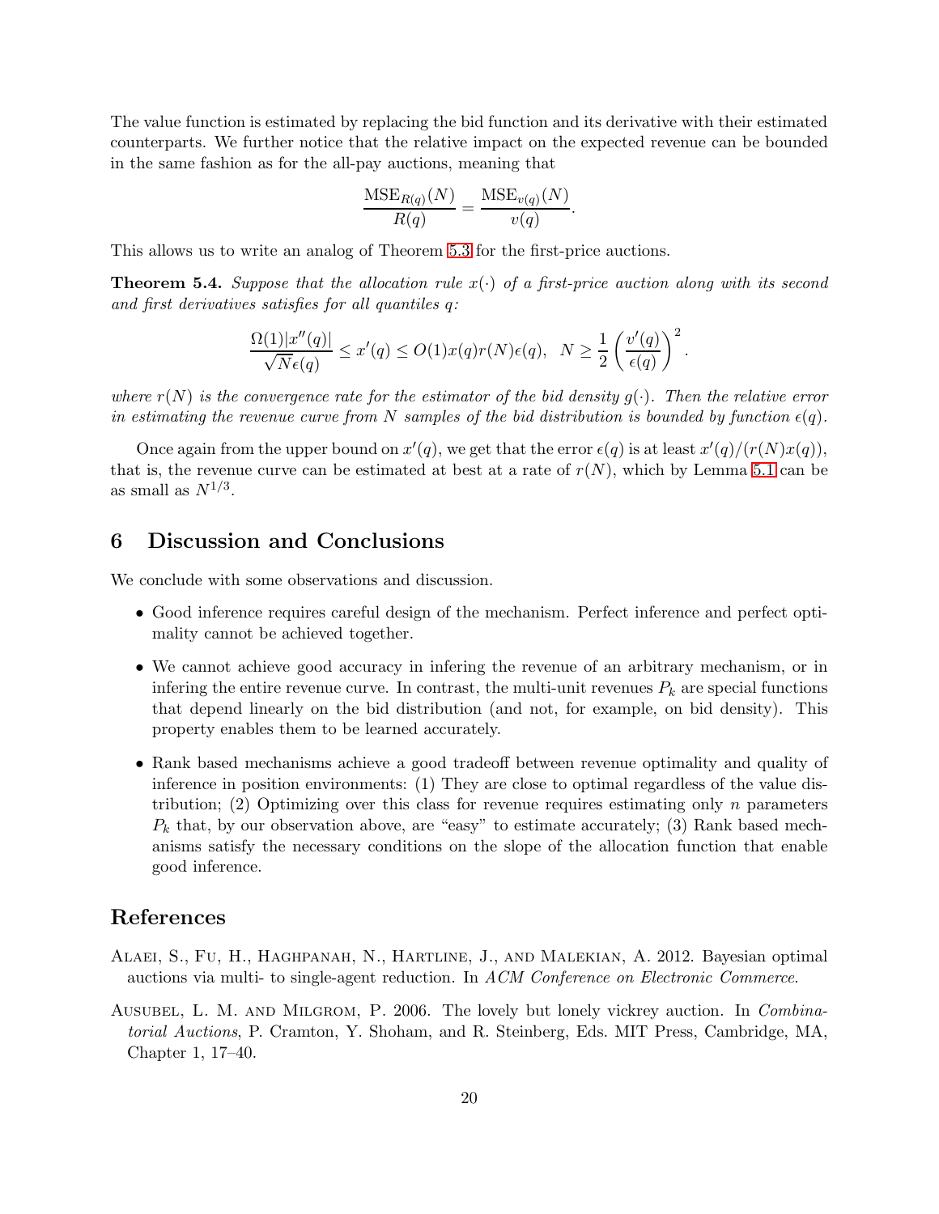The value function is estimated by replacing the bid function and its derivative with their estimated counterparts. We further notice that the relative impact on the expected revenue can be bounded in the same fashion as for the all-pay auctions, meaning that

$$\frac{\mathrm{MSE}_{R(q)}(N)}{R(q)} = \frac{\mathrm{MSE}_{v(q)}(N)}{v(q)}.$$

This allows us to write an analog of Theorem 5.3 for the first-price auctions.

**Theorem 5.4.** *Suppose that the allocation rule $x(\cdot)$ of a first-price auction along with its second and first derivatives satisfies for all quantiles $q$:*

$$\frac{\Omega(1)|x''(q)|}{\sqrt{N}\epsilon(q)} \leq x'(q) \leq O(1)x(q)r(N)\epsilon(q), \;\; N \geq \frac{1}{2}\left(\frac{v'(q)}{\epsilon(q)}\right)^2.$$

*where $r(N)$ is the convergence rate for the estimator of the bid density $g(\cdot)$. Then the relative error in estimating the revenue curve from $N$ samples of the bid distribution is bounded by function $\epsilon(q)$.*

Once again from the upper bound on $x'(q)$, we get that the error $\epsilon(q)$ is at least $x'(q)/(r(N)x(q))$, that is, the revenue curve can be estimated at best at a rate of $r(N)$, which by Lemma 5.1 can be as small as $N^{1/3}$.

## 6 Discussion and Conclusions

We conclude with some observations and discussion.

- Good inference requires careful design of the mechanism. Perfect inference and perfect optimality cannot be achieved together.
- We cannot achieve good accuracy in infering the revenue of an arbitrary mechanism, or in infering the entire revenue curve. In contrast, the multi-unit revenues $P_k$ are special functions that depend linearly on the bid distribution (and not, for example, on bid density). This property enables them to be learned accurately.
- Rank based mechanisms achieve a good tradeoff between revenue optimality and quality of inference in position environments: (1) They are close to optimal regardless of the value distribution; (2) Optimizing over this class for revenue requires estimating only $n$ parameters $P_k$ that, by our observation above, are "easy" to estimate accurately; (3) Rank based mechanisms satisfy the necessary conditions on the slope of the allocation function that enable good inference.

## References

Alaei, S., Fu, H., Haghpanah, N., Hartline, J., and Malekian, A. 2012. Bayesian optimal auctions via multi- to single-agent reduction. In *ACM Conference on Electronic Commerce*.

Ausubel, L. M. and Milgrom, P. 2006. The lovely but lonely vickrey auction. In *Combinatorial Auctions*, P. Cramton, Y. Shoham, and R. Steinberg, Eds. MIT Press, Cambridge, MA, Chapter 1, 17–40.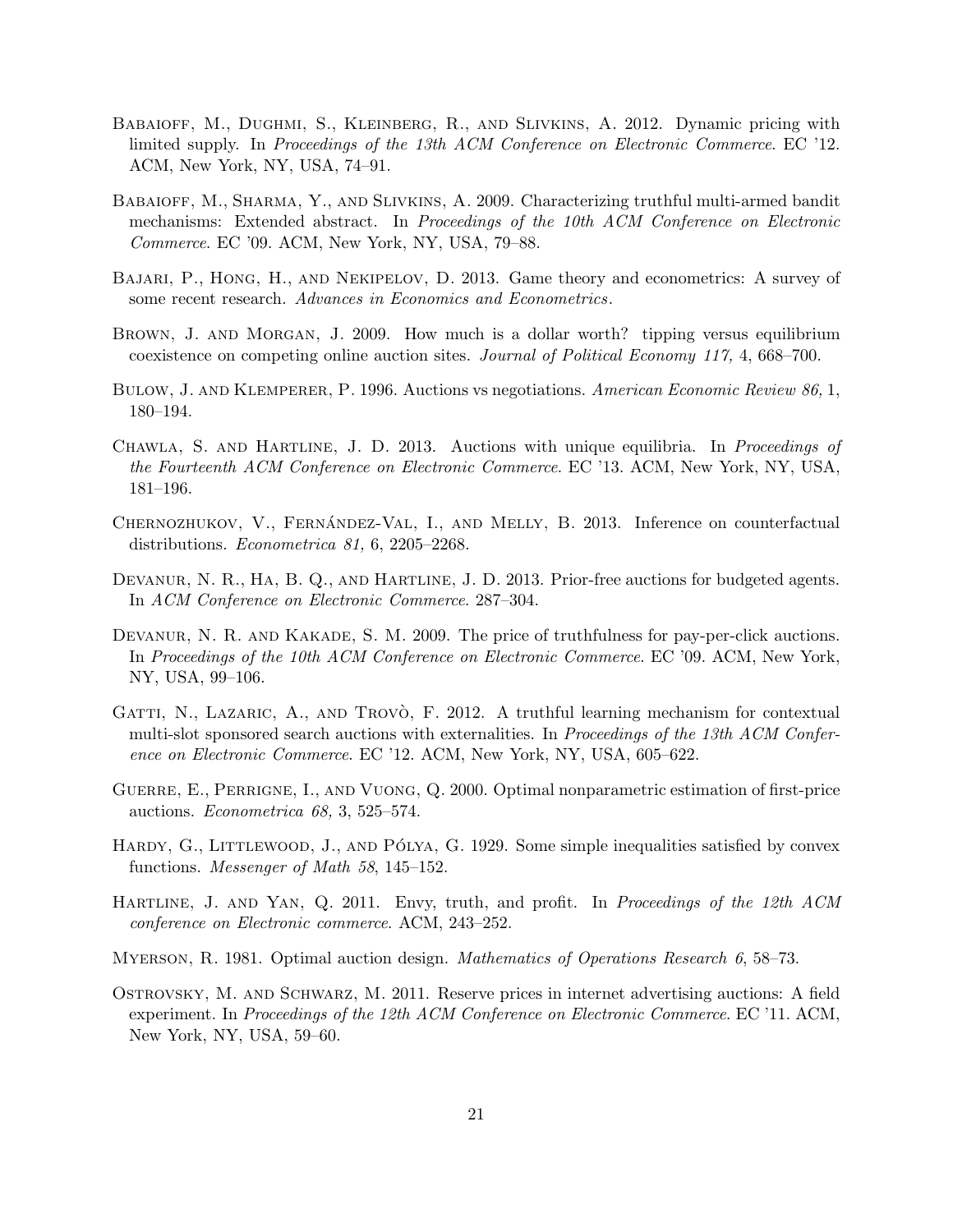Babaioff, M., Dughmi, S., Kleinberg, R., and Slivkins, A. 2012. Dynamic pricing with limited supply. In *Proceedings of the 13th ACM Conference on Electronic Commerce*. EC '12. ACM, New York, NY, USA, 74–91.

Babaioff, M., Sharma, Y., and Slivkins, A. 2009. Characterizing truthful multi-armed bandit mechanisms: Extended abstract. In *Proceedings of the 10th ACM Conference on Electronic Commerce*. EC '09. ACM, New York, NY, USA, 79–88.

Bajari, P., Hong, H., and Nekipelov, D. 2013. Game theory and econometrics: A survey of some recent research. *Advances in Economics and Econometrics*.

Brown, J. and Morgan, J. 2009. How much is a dollar worth? tipping versus equilibrium coexistence on competing online auction sites. *Journal of Political Economy 117,* 4, 668–700.

Bulow, J. and Klemperer, P. 1996. Auctions vs negotiations. *American Economic Review 86,* 1, 180–194.

Chawla, S. and Hartline, J. D. 2013. Auctions with unique equilibria. In *Proceedings of the Fourteenth ACM Conference on Electronic Commerce*. EC '13. ACM, New York, NY, USA, 181–196.

Chernozhukov, V., Fernández-Val, I., and Melly, B. 2013. Inference on counterfactual distributions. *Econometrica 81,* 6, 2205–2268.

Devanur, N. R., Ha, B. Q., and Hartline, J. D. 2013. Prior-free auctions for budgeted agents. In *ACM Conference on Electronic Commerce*. 287–304.

Devanur, N. R. and Kakade, S. M. 2009. The price of truthfulness for pay-per-click auctions. In *Proceedings of the 10th ACM Conference on Electronic Commerce*. EC '09. ACM, New York, NY, USA, 99–106.

Gatti, N., Lazaric, A., and Trovò, F. 2012. A truthful learning mechanism for contextual multi-slot sponsored search auctions with externalities. In *Proceedings of the 13th ACM Conference on Electronic Commerce*. EC '12. ACM, New York, NY, USA, 605–622.

Guerre, E., Perrigne, I., and Vuong, Q. 2000. Optimal nonparametric estimation of first-price auctions. *Econometrica 68,* 3, 525–574.

Hardy, G., Littlewood, J., and Pólya, G. 1929. Some simple inequalities satisfied by convex functions. *Messenger of Math 58*, 145–152.

Hartline, J. and Yan, Q. 2011. Envy, truth, and profit. In *Proceedings of the 12th ACM conference on Electronic commerce*. ACM, 243–252.

Myerson, R. 1981. Optimal auction design. *Mathematics of Operations Research 6*, 58–73.

Ostrovsky, M. and Schwarz, M. 2011. Reserve prices in internet advertising auctions: A field experiment. In *Proceedings of the 12th ACM Conference on Electronic Commerce*. EC '11. ACM, New York, NY, USA, 59–60.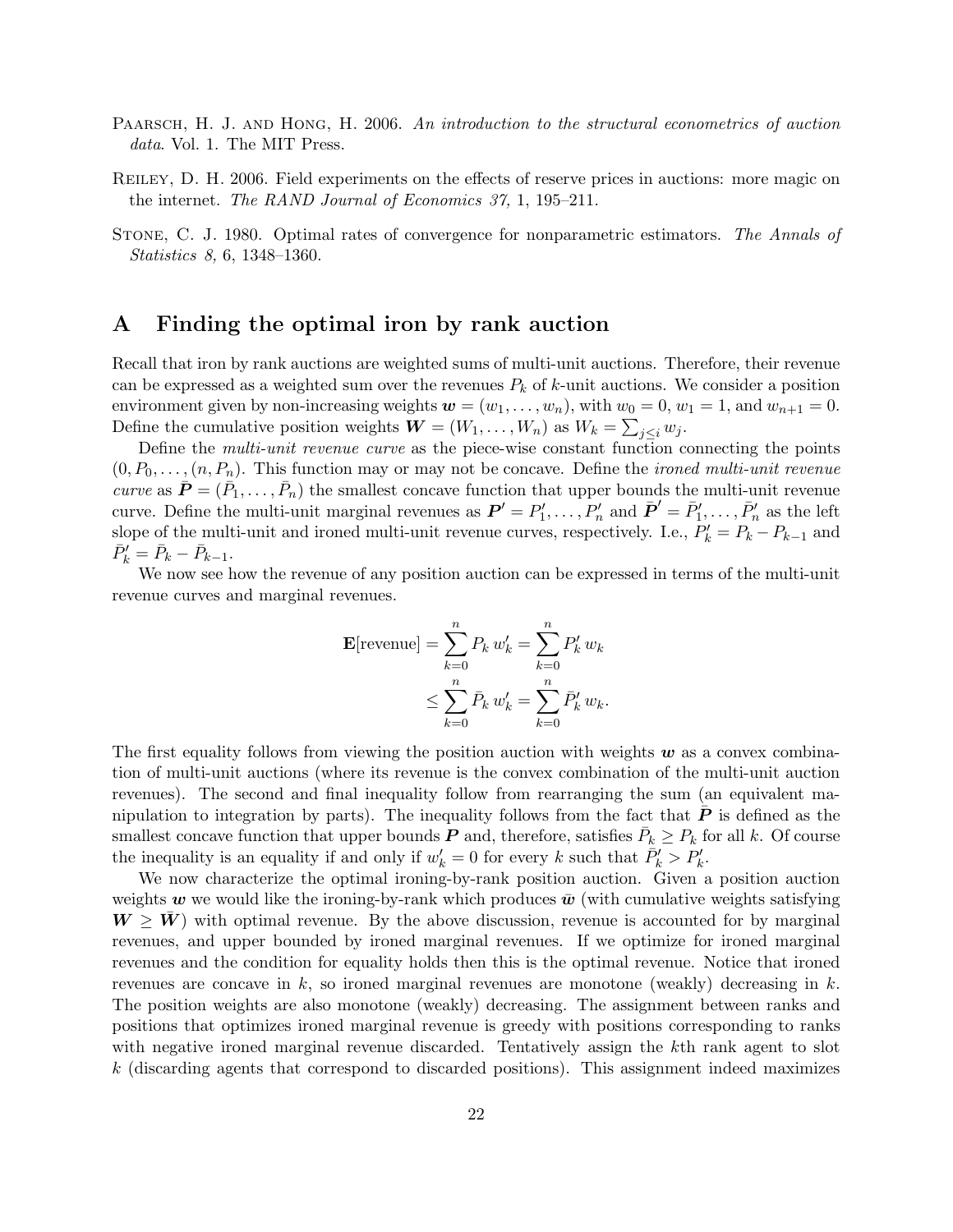Paarsch, H. J. and Hong, H. 2006. *An introduction to the structural econometrics of auction data*. Vol. 1. The MIT Press.

Reiley, D. H. 2006. Field experiments on the effects of reserve prices in auctions: more magic on the internet. *The RAND Journal of Economics 37,* 1, 195–211.

Stone, C. J. 1980. Optimal rates of convergence for nonparametric estimators. *The Annals of Statistics 8,* 6, 1348–1360.

## A Finding the optimal iron by rank auction

Recall that iron by rank auctions are weighted sums of multi-unit auctions. Therefore, their revenue can be expressed as a weighted sum over the revenues $P_k$ of $k$-unit auctions. We consider a position environment given by non-increasing weights $\boldsymbol{w} = (w_1, \ldots, w_n)$, with $w_0 = 0$, $w_1 = 1$, and $w_{n+1} = 0$. Define the cumulative position weights $\boldsymbol{W} = (W_1, \ldots, W_n)$ as $W_k = \sum_{j \leq i} w_j$.

Define the *multi-unit revenue curve* as the piece-wise constant function connecting the points $(0, P_0, \ldots, (n, P_n)$. This function may or may not be concave. Define the *ironed multi-unit revenue curve* as $\bar{\boldsymbol{P}} = (\bar{P}_1, \ldots, \bar{P}_n)$ the smallest concave function that upper bounds the multi-unit revenue curve. Define the multi-unit marginal revenues as $\boldsymbol{P'} = P'_1, \ldots, P'_n$ and $\bar{\boldsymbol{P}}' = \bar{P}'_1, \ldots, \bar{P}'_n$ as the left slope of the multi-unit and ironed multi-unit revenue curves, respectively. I.e., $P'_k = P_k - P_{k-1}$ and $\bar{P}'_k = \bar{P}_k - \bar{P}_{k-1}$.

We now see how the revenue of any position auction can be expressed in terms of the multi-unit revenue curves and marginal revenues.

$$
\begin{aligned}
\mathbf{E}[\text{revenue}] &= \sum_{k=0}^{n} P_k \, w'_k = \sum_{k=0}^{n} P'_k \, w_k \\
&\leq \sum_{k=0}^{n} \bar{P}_k \, w'_k = \sum_{k=0}^{n} \bar{P}'_k \, w_k.
\end{aligned}
$$

The first equality follows from viewing the position auction with weights $\boldsymbol{w}$ as a convex combination of multi-unit auctions (where its revenue is the convex combination of the multi-unit auction revenues). The second and final inequality follow from rearranging the sum (an equivalent manipulation to integration by parts). The inequality follows from the fact that $\bar{\boldsymbol{P}}$ is defined as the smallest concave function that upper bounds $\boldsymbol{P}$ and, therefore, satisfies $\bar{P}_k \geq P_k$ for all $k$. Of course the inequality is an equality if and only if $w'_k = 0$ for every $k$ such that $\bar{P}'_k > P'_k$.

We now characterize the optimal ironing-by-rank position auction. Given a position auction weights $\boldsymbol{w}$ we would like the ironing-by-rank which produces $\bar{\boldsymbol{w}}$ (with cumulative weights satisfying $\boldsymbol{W} \geq \bar{\boldsymbol{W}}$) with optimal revenue. By the above discussion, revenue is accounted for by marginal revenues, and upper bounded by ironed marginal revenues. If we optimize for ironed marginal revenues and the condition for equality holds then this is the optimal revenue. Notice that ironed revenues are concave in $k$, so ironed marginal revenues are monotone (weakly) decreasing in $k$. The position weights are also monotone (weakly) decreasing. The assignment between ranks and positions that optimizes ironed marginal revenue is greedy with positions corresponding to ranks with negative ironed marginal revenue discarded. Tentatively assign the $k$th rank agent to slot $k$ (discarding agents that correspond to discarded positions). This assignment indeed maximizes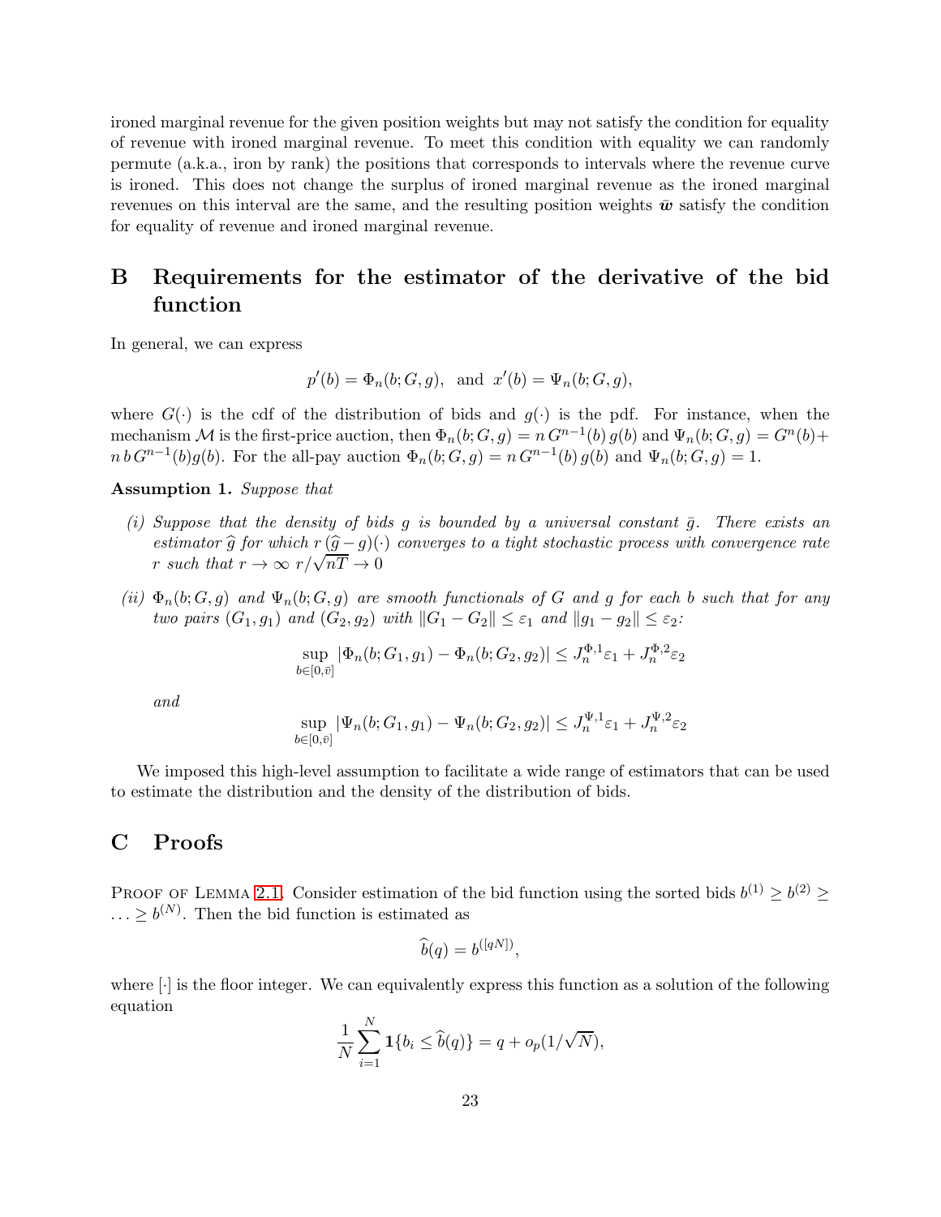ironed marginal revenue for the given position weights but may not satisfy the condition for equality of revenue with ironed marginal revenue. To meet this condition with equality we can randomly permute (a.k.a., iron by rank) the positions that corresponds to intervals where the revenue curve is ironed. This does not change the surplus of ironed marginal revenue as the ironed marginal revenues on this interval are the same, and the resulting position weights $\bar{\boldsymbol{w}}$ satisfy the condition for equality of revenue and ironed marginal revenue.

# B Requirements for the estimator of the derivative of the bid function

In general, we can express

$$p'(b) = \Phi_n(b; G, g), \text{ and } x'(b) = \Psi_n(b; G, g),$$

where $G(\cdot)$ is the cdf of the distribution of bids and $g(\cdot)$ is the pdf. For instance, when the mechanism $\mathcal{M}$ is the first-price auction, then $\Phi_n(b; G, g) = n\, G^{n-1}(b)\, g(b)$ and $\Psi_n(b; G, g) = G^n(b) + n\, b\, G^{n-1}(b) g(b)$. For the all-pay auction $\Phi_n(b; G, g) = n\, G^{n-1}(b)\, g(b)$ and $\Psi_n(b; G, g) = 1$.

**Assumption 1.** *Suppose that*

*(i) Suppose that the density of bids $g$ is bounded by a universal constant $\bar{g}$. There exists an estimator $\widehat{g}$ for which $r\,(\widehat{g} - g)(\cdot)$ converges to a tight stochastic process with convergence rate $r$ such that $r \to \infty$ $r/\sqrt{nT} \to 0$*

*(ii) $\Phi_n(b; G, g)$ and $\Psi_n(b; G, g)$ are smooth functionals of $G$ and $g$ for each $b$ such that for any two pairs $(G_1, g_1)$ and $(G_2, g_2)$ with $\|G_1 - G_2\| \leq \varepsilon_1$ and $\|g_1 - g_2\| \leq \varepsilon_2$:*

$$\sup_{b \in [0, \bar{v}]} |\Phi_n(b; G_1, g_1) - \Phi_n(b; G_2, g_2)| \leq J_n^{\Phi,1} \varepsilon_1 + J_n^{\Phi,2} \varepsilon_2$$

*and*

$$\sup_{b \in [0, \bar{v}]} |\Psi_n(b; G_1, g_1) - \Psi_n(b; G_2, g_2)| \leq J_n^{\Psi,1} \varepsilon_1 + J_n^{\Psi,2} \varepsilon_2$$

We imposed this high-level assumption to facilitate a wide range of estimators that can be used to estimate the distribution and the density of the distribution of bids.

# C Proofs

Proof of Lemma 2.1. Consider estimation of the bid function using the sorted bids $b^{(1)} \geq b^{(2)} \geq \ldots \geq b^{(N)}$. Then the bid function is estimated as

$$\widehat{b}(q) = b^{([qN])},$$

where $[\cdot]$ is the floor integer. We can equivalently express this function as a solution of the following equation

$$\frac{1}{N} \sum_{i=1}^{N} \mathbf{1}\{b_i \leq \widehat{b}(q)\} = q + o_p(1/\sqrt{N}),$$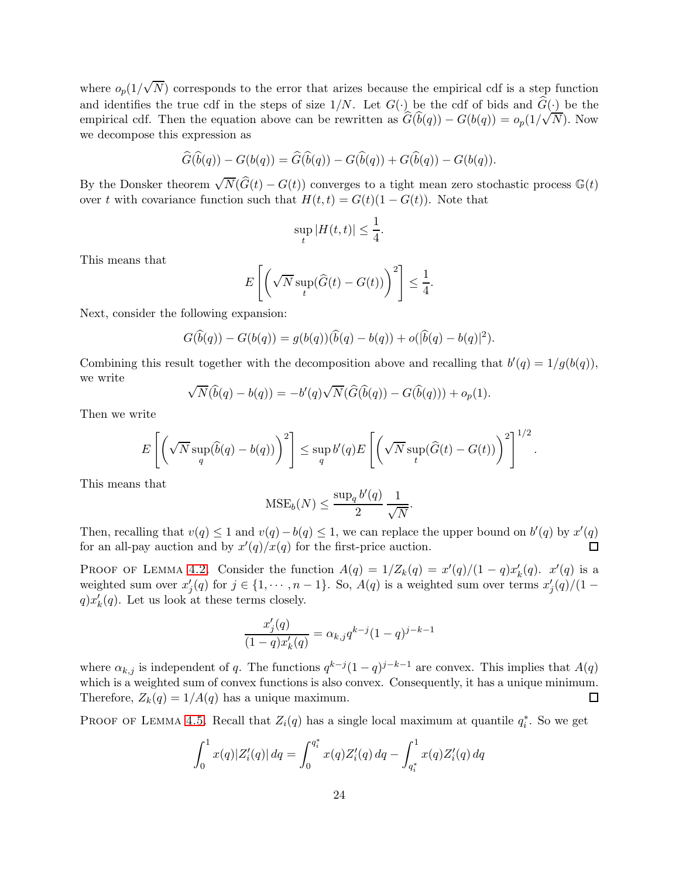where $o_p(1/\sqrt{N})$ corresponds to the error that arizes because the empirical cdf is a step function and identifies the true cdf in the steps of size $1/N$. Let $G(\cdot)$ be the cdf of bids and $\widehat{G}(\cdot)$ be the empirical cdf. Then the equation above can be rewritten as $\widehat{G}(\widehat{b}(q)) - G(b(q)) = o_p(1/\sqrt{N})$. Now we decompose this expression as

$$\widehat{G}(\widehat{b}(q)) - G(b(q)) = \widehat{G}(\widehat{b}(q)) - G(\widehat{b}(q)) + G(\widehat{b}(q)) - G(b(q)).$$

By the Donsker theorem $\sqrt{N}(\widehat{G}(t) - G(t))$ converges to a tight mean zero stochastic process $\mathbb{G}(t)$ over $t$ with covariance function such that $H(t,t) = G(t)(1 - G(t))$. Note that

$$\sup_t |H(t,t)| \leq \frac{1}{4}.$$

This means that

$$E\left[\left(\sqrt{N}\sup_t(\widehat{G}(t) - G(t))\right)^2\right] \leq \frac{1}{4}.$$

Next, consider the following expansion:

$$G(\widehat{b}(q)) - G(b(q)) = g(b(q))(\widehat{b}(q) - b(q)) + o(|\widehat{b}(q) - b(q)|^2).$$

Combining this result together with the decomposition above and recalling that $b'(q) = 1/g(b(q))$, we write

$$\sqrt{N}(\widehat{b}(q) - b(q)) = -b'(q)\sqrt{N}(\widehat{G}(\widehat{b}(q)) - G(\widehat{b}(q))) + o_p(1).$$

Then we write

$$E\left[\left(\sqrt{N}\sup_q(\widehat{b}(q) - b(q))\right)^2\right] \leq \sup_q b'(q) E\left[\left(\sqrt{N}\sup_t(\widehat{G}(t) - G(t))\right)^2\right]^{1/2}.$$

This means that

$$\text{MSE}_b(N) \leq \frac{\sup_q b'(q)}{2}\frac{1}{\sqrt{N}}.$$

Then, recalling that $v(q) \leq 1$ and $v(q) - b(q) \leq 1$, we can replace the upper bound on $b'(q)$ by $x'(q)$ for an all-pay auction and by $x'(q)/x(q)$ for the first-price auction. □

Proof of Lemma 4.2. Consider the function $A(q) = 1/Z_k(q) = x'(q)/(1-q)x_k'(q)$. $x'(q)$ is a weighted sum over $x_j'(q)$ for $j \in \{1, \cdots, n-1\}$. So, $A(q)$ is a weighted sum over terms $x_j'(q)/(1-q)x_k'(q)$. Let us look at these terms closely.

$$\frac{x_j'(q)}{(1-q)x_k'(q)} = \alpha_{k,j} q^{k-j}(1-q)^{j-k-1}$$

where $\alpha_{k,j}$ is independent of $q$. The functions $q^{k-j}(1-q)^{j-k-1}$ are convex. This implies that $A(q)$ which is a weighted sum of convex functions is also convex. Consequently, it has a unique minimum. Therefore, $Z_k(q) = 1/A(q)$ has a unique maximum. □

Proof of Lemma 4.5. Recall that $Z_i(q)$ has a single local maximum at quantile $q_i^*$. So we get

$$\int_0^1 x(q)|Z_i'(q)|\,dq = \int_0^{q_i^*} x(q)Z_i'(q)\,dq - \int_{q_i^*}^1 x(q)Z_i'(q)\,dq$$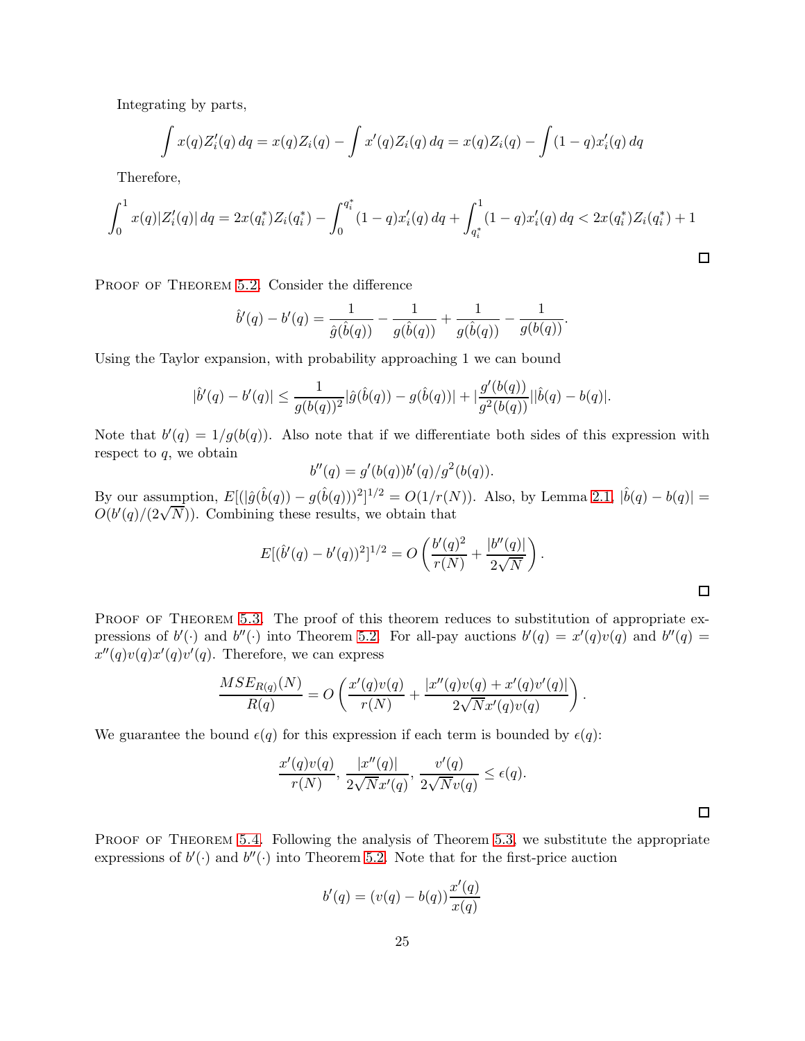Integrating by parts,

$$\int x(q)Z_i'(q)\,dq = x(q)Z_i(q) - \int x'(q)Z_i(q)\,dq = x(q)Z_i(q) - \int (1-q)x_i'(q)\,dq$$

Therefore,

$$\int_0^1 x(q)|Z_i'(q)|\,dq = 2x(q_i^*)Z_i(q_i^*) - \int_0^{q_i^*}(1-q)x_i'(q)\,dq + \int_{q_i^*}^1 (1-q)x_i'(q)\,dq < 2x(q_i^*)Z_i(q_i^*) + 1$$

□

Proof of Theorem 5.2. Consider the difference

$$\hat{b}'(q) - b'(q) = \frac{1}{\hat{g}(\hat{b}(q))} - \frac{1}{g(\hat{b}(q))} + \frac{1}{g(\hat{b}(q))} - \frac{1}{g(b(q))}.$$

Using the Taylor expansion, with probability approaching 1 we can bound

$$|\hat{b}'(q) - b'(q)| \le \frac{1}{g(b(q))^2}|\hat{g}(\hat{b}(q)) - g(\hat{b}(q))| + |\frac{g'(b(q))}{g^2(b(q))}||\hat{b}(q) - b(q)|.$$

Note that $b'(q) = 1/g(b(q))$. Also note that if we differentiate both sides of this expression with respect to $q$, we obtain

$$b''(q) = g'(b(q))b'(q)/g^2(b(q)).$$

By our assumption, $E[(|\hat{g}(\hat{b}(q)) - g(\hat{b}(q)))^2]^{1/2} = O(1/r(N))$. Also, by Lemma 2.1, $|\hat{b}(q) - b(q)| = O(b'(q)/(2\sqrt{N}))$. Combining these results, we obtain that

$$E[(\hat{b}'(q) - b'(q))^2]^{1/2} = O\left(\frac{b'(q)^2}{r(N)} + \frac{|b''(q)|}{2\sqrt{N}}\right).$$

□

Proof of Theorem 5.3. The proof of this theorem reduces to substitution of appropriate expressions of $b'(\cdot)$ and $b''(\cdot)$ into Theorem 5.2. For all-pay auctions $b'(q) = x'(q)v(q)$ and $b''(q) = x''(q)v(q)x'(q)v'(q)$. Therefore, we can express

$$\frac{MSE_{R(q)}(N)}{R(q)} = O\left(\frac{x'(q)v(q)}{r(N)} + \frac{|x''(q)v(q) + x'(q)v'(q)|}{2\sqrt{N}x'(q)v(q)}\right).$$

We guarantee the bound $\epsilon(q)$ for this expression if each term is bounded by $\epsilon(q)$:

$$\frac{x'(q)v(q)}{r(N)},\ \frac{|x''(q)|}{2\sqrt{N}x'(q)},\ \frac{v'(q)}{2\sqrt{N}v(q)} \le \epsilon(q).$$

□

Proof of Theorem 5.4. Following the analysis of Theorem 5.3, we substitute the appropriate expressions of $b'(\cdot)$ and $b''(\cdot)$ into Theorem 5.2. Note that for the first-price auction

$$b'(q) = (v(q) - b(q))\frac{x'(q)}{x(q)}$$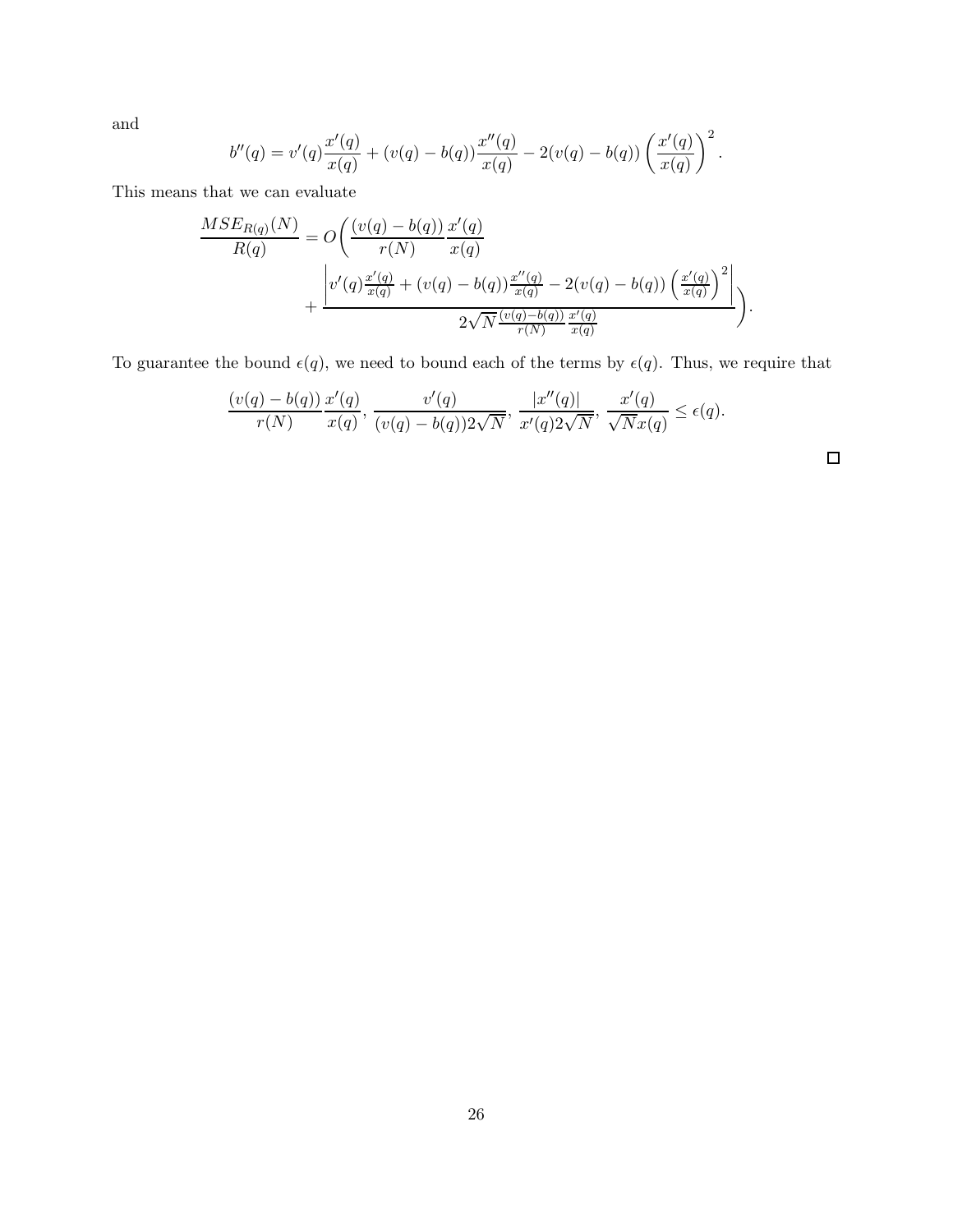and

$$b''(q) = v'(q)\frac{x'(q)}{x(q)} + (v(q) - b(q))\frac{x''(q)}{x(q)} - 2(v(q) - b(q))\left(\frac{x'(q)}{x(q)}\right)^2.$$

This means that we can evaluate

$$\frac{MSE_{R(q)}(N)}{R(q)} = O\Bigg(\frac{(v(q) - b(q))}{r(N)}\frac{x'(q)}{x(q)} + \frac{\left|v'(q)\frac{x'(q)}{x(q)} + (v(q) - b(q))\frac{x''(q)}{x(q)} - 2(v(q) - b(q))\left(\frac{x'(q)}{x(q)}\right)^2\right|}{2\sqrt{N}\frac{(v(q)-b(q))}{r(N)}\frac{x'(q)}{x(q)}}\Bigg).$$

To guarantee the bound $\epsilon(q)$, we need to bound each of the terms by $\epsilon(q)$. Thus, we require that

$$\frac{(v(q) - b(q))}{r(N)}\frac{x'(q)}{x(q)},\ \frac{v'(q)}{(v(q) - b(q))2\sqrt{N}},\ \frac{|x''(q)|}{x'(q)2\sqrt{N}},\ \frac{x'(q)}{\sqrt{N}x(q)} \leq \epsilon(q).$$

□